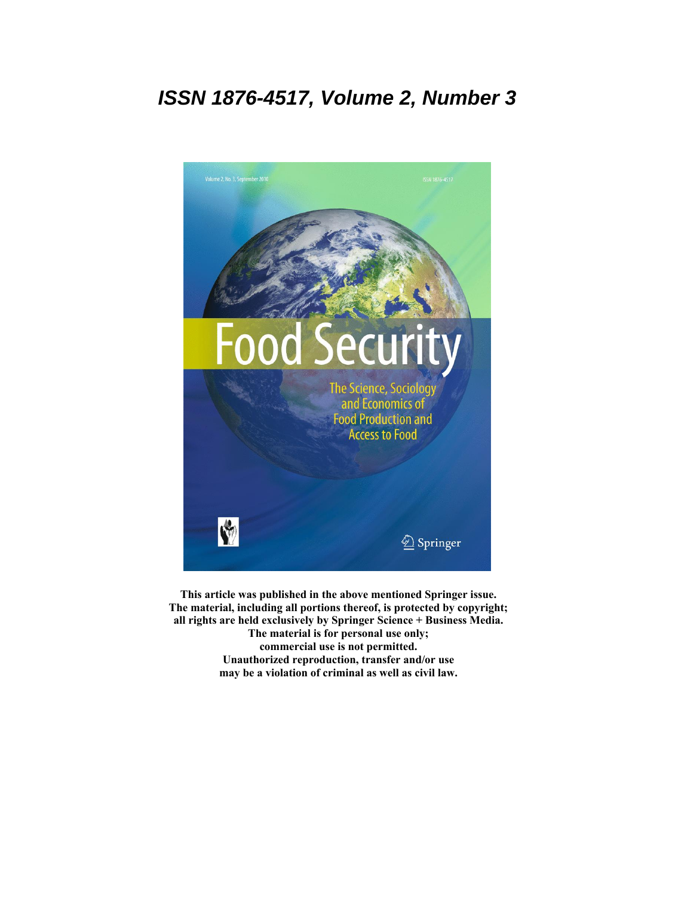# *ISSN 1876-4517, Volume 2, Number 3*

**This article was published in the above mentioned Springer issue.**
**The material, including all portions thereof, is protected by copyright;**
**all rights are held exclusively by Springer Science + Business Media.**
**The material is for personal use only;**
**commercial use is not permitted.**
**Unauthorized reproduction, transfer and/or use**
**may be a violation of criminal as well as civil law.**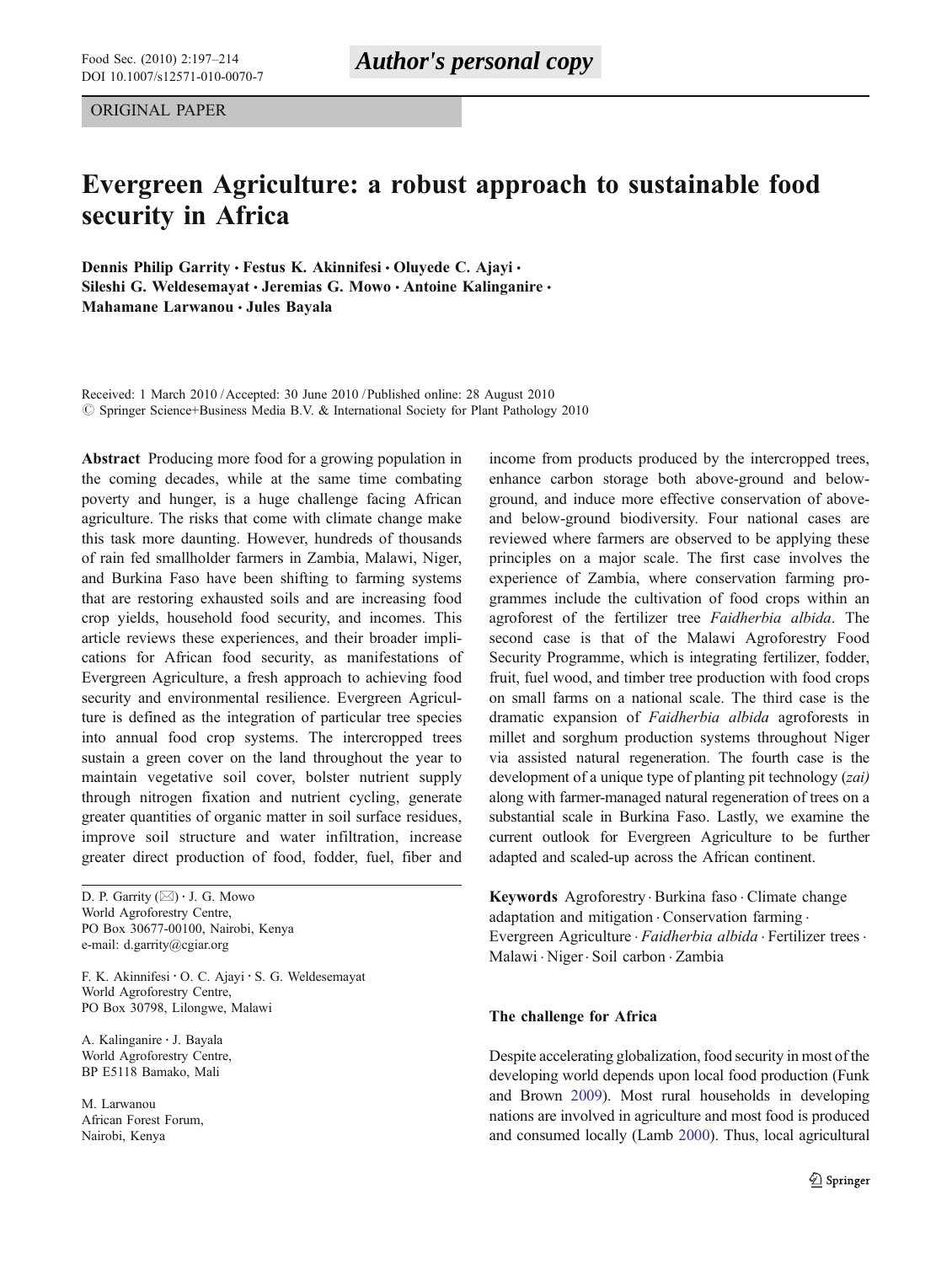ORIGINAL PAPER

# Evergreen Agriculture: a robust approach to sustainable food security in Africa

**Dennis Philip Garrity · Festus K. Akinnifesi · Oluyede C. Ajayi · Sileshi G. Weldesemayat · Jeremias G. Mowo · Antoine Kalinganire · Mahamane Larwanou · Jules Bayala**

Received: 1 March 2010 / Accepted: 30 June 2010 / Published online: 28 August 2010
© Springer Science+Business Media B.V. & International Society for Plant Pathology 2010

**Abstract** Producing more food for a growing population in the coming decades, while at the same time combating poverty and hunger, is a huge challenge facing African agriculture. The risks that come with climate change make this task more daunting. However, hundreds of thousands of rain fed smallholder farmers in Zambia, Malawi, Niger, and Burkina Faso have been shifting to farming systems that are restoring exhausted soils and are increasing food crop yields, household food security, and incomes. This article reviews these experiences, and their broader implications for African food security, as manifestations of Evergreen Agriculture, a fresh approach to achieving food security and environmental resilience. Evergreen Agriculture is defined as the integration of particular tree species into annual food crop systems. The intercropped trees sustain a green cover on the land throughout the year to maintain vegetative soil cover, bolster nutrient supply through nitrogen fixation and nutrient cycling, generate greater quantities of organic matter in soil surface residues, improve soil structure and water infiltration, increase greater direct production of food, fodder, fuel, fiber and income from products produced by the intercropped trees, enhance carbon storage both above-ground and below-ground, and induce more effective conservation of above- and below-ground biodiversity. Four national cases are reviewed where farmers are observed to be applying these principles on a major scale. The first case involves the experience of Zambia, where conservation farming programmes include the cultivation of food crops within an agroforest of the fertilizer tree *Faidherbia albida*. The second case is that of the Malawi Agroforestry Food Security Programme, which is integrating fertilizer, fodder, fruit, fuel wood, and timber tree production with food crops on small farms on a national scale. The third case is the dramatic expansion of *Faidherbia albida* agroforests in millet and sorghum production systems throughout Niger via assisted natural regeneration. The fourth case is the development of a unique type of planting pit technology (*zai*) along with farmer-managed natural regeneration of trees on a substantial scale in Burkina Faso. Lastly, we examine the current outlook for Evergreen Agriculture to be further adapted and scaled-up across the African continent.

**Keywords** Agroforestry · Burkina faso · Climate change adaptation and mitigation · Conservation farming · Evergreen Agriculture · *Faidherbia albida* · Fertilizer trees · Malawi · Niger · Soil carbon · Zambia

D. P. Garrity (✉) · J. G. Mowo
World Agroforestry Centre,
PO Box 30677-00100, Nairobi, Kenya
e-mail: d.garrity@cgiar.org

F. K. Akinnifesi · O. C. Ajayi · S. G. Weldesemayat
World Agroforestry Centre,
PO Box 30798, Lilongwe, Malawi

A. Kalinganire · J. Bayala
World Agroforestry Centre,
BP E5118 Bamako, Mali

M. Larwanou
African Forest Forum,
Nairobi, Kenya

## The challenge for Africa

Despite accelerating globalization, food security in most of the developing world depends upon local food production (Funk and Brown 2009). Most rural households in developing nations are involved in agriculture and most food is produced and consumed locally (Lamb 2000). Thus, local agricultural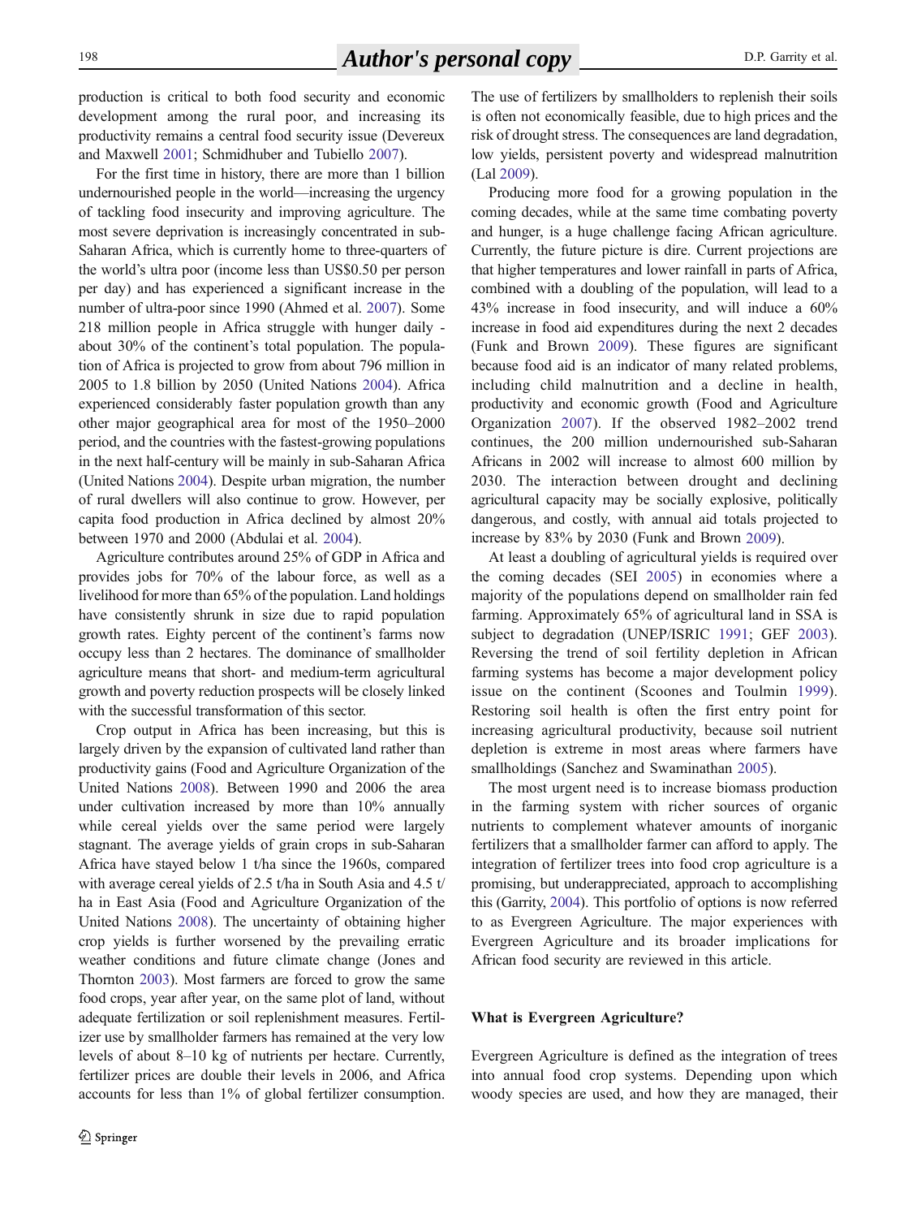production is critical to both food security and economic development among the rural poor, and increasing its productivity remains a central food security issue (Devereux and Maxwell 2001; Schmidhuber and Tubiello 2007).

For the first time in history, there are more than 1 billion undernourished people in the world—increasing the urgency of tackling food insecurity and improving agriculture. The most severe deprivation is increasingly concentrated in sub-Saharan Africa, which is currently home to three-quarters of the world's ultra poor (income less than US$0.50 per person per day) and has experienced a significant increase in the number of ultra-poor since 1990 (Ahmed et al. 2007). Some 218 million people in Africa struggle with hunger daily - about 30% of the continent's total population. The population of Africa is projected to grow from about 796 million in 2005 to 1.8 billion by 2050 (United Nations 2004). Africa experienced considerably faster population growth than any other major geographical area for most of the 1950–2000 period, and the countries with the fastest-growing populations in the next half-century will be mainly in sub-Saharan Africa (United Nations 2004). Despite urban migration, the number of rural dwellers will also continue to grow. However, per capita food production in Africa declined by almost 20% between 1970 and 2000 (Abdulai et al. 2004).

Agriculture contributes around 25% of GDP in Africa and provides jobs for 70% of the labour force, as well as a livelihood for more than 65% of the population. Land holdings have consistently shrunk in size due to rapid population growth rates. Eighty percent of the continent's farms now occupy less than 2 hectares. The dominance of smallholder agriculture means that short- and medium-term agricultural growth and poverty reduction prospects will be closely linked with the successful transformation of this sector.

Crop output in Africa has been increasing, but this is largely driven by the expansion of cultivated land rather than productivity gains (Food and Agriculture Organization of the United Nations 2008). Between 1990 and 2006 the area under cultivation increased by more than 10% annually while cereal yields over the same period were largely stagnant. The average yields of grain crops in sub-Saharan Africa have stayed below 1 t/ha since the 1960s, compared with average cereal yields of 2.5 t/ha in South Asia and 4.5 t/ha in East Asia (Food and Agriculture Organization of the United Nations 2008). The uncertainty of obtaining higher crop yields is further worsened by the prevailing erratic weather conditions and future climate change (Jones and Thornton 2003). Most farmers are forced to grow the same food crops, year after year, on the same plot of land, without adequate fertilization or soil replenishment measures. Fertilizer use by smallholder farmers has remained at the very low levels of about 8–10 kg of nutrients per hectare. Currently, fertilizer prices are double their levels in 2006, and Africa accounts for less than 1% of global fertilizer consumption. The use of fertilizers by smallholders to replenish their soils is often not economically feasible, due to high prices and the risk of drought stress. The consequences are land degradation, low yields, persistent poverty and widespread malnutrition (Lal 2009).

Producing more food for a growing population in the coming decades, while at the same time combating poverty and hunger, is a huge challenge facing African agriculture. Currently, the future picture is dire. Current projections are that higher temperatures and lower rainfall in parts of Africa, combined with a doubling of the population, will lead to a 43% increase in food insecurity, and will induce a 60% increase in food aid expenditures during the next 2 decades (Funk and Brown 2009). These figures are significant because food aid is an indicator of many related problems, including child malnutrition and a decline in health, productivity and economic growth (Food and Agriculture Organization 2007). If the observed 1982–2002 trend continues, the 200 million undernourished sub-Saharan Africans in 2002 will increase to almost 600 million by 2030. The interaction between drought and declining agricultural capacity may be socially explosive, politically dangerous, and costly, with annual aid totals projected to increase by 83% by 2030 (Funk and Brown 2009).

At least a doubling of agricultural yields is required over the coming decades (SEI 2005) in economies where a majority of the populations depend on smallholder rain fed farming. Approximately 65% of agricultural land in SSA is subject to degradation (UNEP/ISRIC 1991; GEF 2003). Reversing the trend of soil fertility depletion in African farming systems has become a major development policy issue on the continent (Scoones and Toulmin 1999). Restoring soil health is often the first entry point for increasing agricultural productivity, because soil nutrient depletion is extreme in most areas where farmers have smallholdings (Sanchez and Swaminathan 2005).

The most urgent need is to increase biomass production in the farming system with richer sources of organic nutrients to complement whatever amounts of inorganic fertilizers that a smallholder farmer can afford to apply. The integration of fertilizer trees into food crop agriculture is a promising, but underappreciated, approach to accomplishing this (Garrity, 2004). This portfolio of options is now referred to as Evergreen Agriculture. The major experiences with Evergreen Agriculture and its broader implications for African food security are reviewed in this article.

## What is Evergreen Agriculture?

Evergreen Agriculture is defined as the integration of trees into annual food crop systems. Depending upon which woody species are used, and how they are managed, their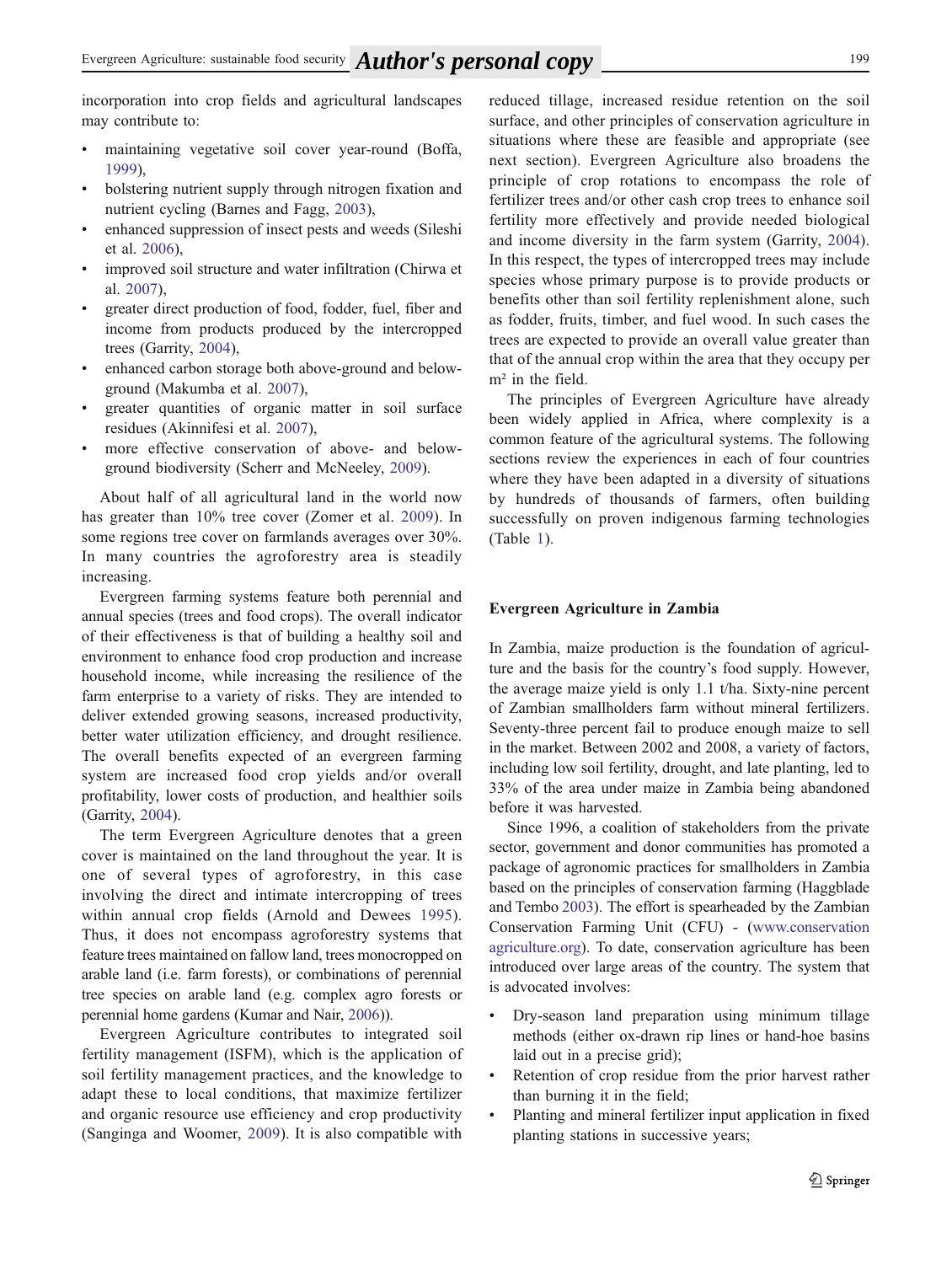incorporation into crop fields and agricultural landscapes may contribute to:

- maintaining vegetative soil cover year-round (Boffa, 1999),
- bolstering nutrient supply through nitrogen fixation and nutrient cycling (Barnes and Fagg, 2003),
- enhanced suppression of insect pests and weeds (Sileshi et al. 2006),
- improved soil structure and water infiltration (Chirwa et al. 2007),
- greater direct production of food, fodder, fuel, fiber and income from products produced by the intercropped trees (Garrity, 2004),
- enhanced carbon storage both above-ground and below-ground (Makumba et al. 2007),
- greater quantities of organic matter in soil surface residues (Akinnifesi et al. 2007),
- more effective conservation of above- and below-ground biodiversity (Scherr and McNeeley, 2009).

About half of all agricultural land in the world now has greater than 10% tree cover (Zomer et al. 2009). In some regions tree cover on farmlands averages over 30%. In many countries the agroforestry area is steadily increasing.

Evergreen farming systems feature both perennial and annual species (trees and food crops). The overall indicator of their effectiveness is that of building a healthy soil and environment to enhance food crop production and increase household income, while increasing the resilience of the farm enterprise to a variety of risks. They are intended to deliver extended growing seasons, increased productivity, better water utilization efficiency, and drought resilience. The overall benefits expected of an evergreen farming system are increased food crop yields and/or overall profitability, lower costs of production, and healthier soils (Garrity, 2004).

The term Evergreen Agriculture denotes that a green cover is maintained on the land throughout the year. It is one of several types of agroforestry, in this case involving the direct and intimate intercropping of trees within annual crop fields (Arnold and Dewees 1995). Thus, it does not encompass agroforestry systems that feature trees maintained on fallow land, trees monocropped on arable land (i.e. farm forests), or combinations of perennial tree species on arable land (e.g. complex agro forests or perennial home gardens (Kumar and Nair, 2006)).

Evergreen Agriculture contributes to integrated soil fertility management (ISFM), which is the application of soil fertility management practices, and the knowledge to adapt these to local conditions, that maximize fertilizer and organic resource use efficiency and crop productivity (Sanginga and Woomer, 2009). It is also compatible with reduced tillage, increased residue retention on the soil surface, and other principles of conservation agriculture in situations where these are feasible and appropriate (see next section). Evergreen Agriculture also broadens the principle of crop rotations to encompass the role of fertilizer trees and/or other cash crop trees to enhance soil fertility more effectively and provide needed biological and income diversity in the farm system (Garrity, 2004). In this respect, the types of intercropped trees may include species whose primary purpose is to provide products or benefits other than soil fertility replenishment alone, such as fodder, fruits, timber, and fuel wood. In such cases the trees are expected to provide an overall value greater than that of the annual crop within the area that they occupy per m² in the field.

The principles of Evergreen Agriculture have already been widely applied in Africa, where complexity is a common feature of the agricultural systems. The following sections review the experiences in each of four countries where they have been adapted in a diversity of situations by hundreds of thousands of farmers, often building successfully on proven indigenous farming technologies (Table 1).

## Evergreen Agriculture in Zambia

In Zambia, maize production is the foundation of agriculture and the basis for the country's food supply. However, the average maize yield is only 1.1 t/ha. Sixty-nine percent of Zambian smallholders farm without mineral fertilizers. Seventy-three percent fail to produce enough maize to sell in the market. Between 2002 and 2008, a variety of factors, including low soil fertility, drought, and late planting, led to 33% of the area under maize in Zambia being abandoned before it was harvested.

Since 1996, a coalition of stakeholders from the private sector, government and donor communities has promoted a package of agronomic practices for smallholders in Zambia based on the principles of conservation farming (Haggblade and Tembo 2003). The effort is spearheaded by the Zambian Conservation Farming Unit (CFU) - (www.conservationagriculture.org). To date, conservation agriculture has been introduced over large areas of the country. The system that is advocated involves:

- Dry-season land preparation using minimum tillage methods (either ox-drawn rip lines or hand-hoe basins laid out in a precise grid);
- Retention of crop residue from the prior harvest rather than burning it in the field;
- Planting and mineral fertilizer input application in fixed planting stations in successive years;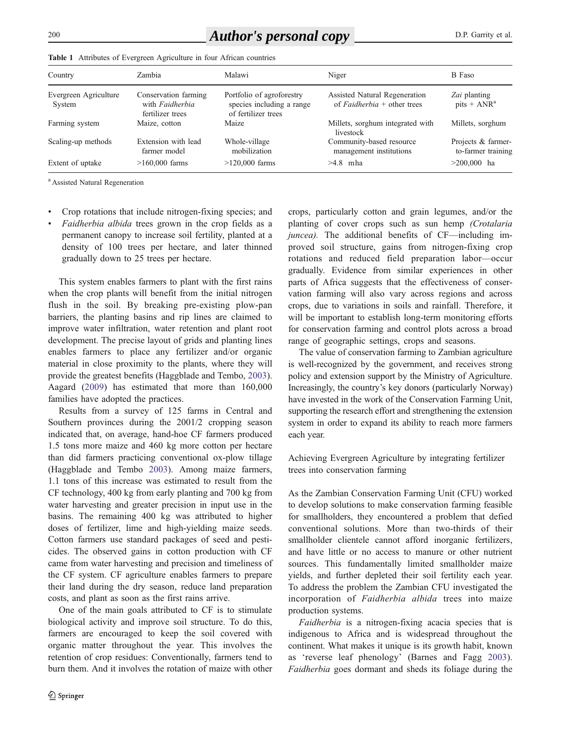**Table 1** Attributes of Evergreen Agriculture in four African countries

| Country | Zambia | Malawi | Niger | B Faso |
|---|---|---|---|---|
| Evergreen Agriculture System | Conservation farming with *Faidherbia* fertilizer trees | Portfolio of agroforestry species including a range of fertilizer trees | Assisted Natural Regeneration of *Faidherbia* + other trees | *Zai* planting pits + ANR[a] |
| Farming system | Maize, cotton | Maize | Millets, sorghum integrated with livestock | Millets, sorghum |
| Scaling-up methods | Extension with lead farmer model | Whole-village mobilization | Community-based resource management institutions | Projects & farmer-to-farmer training |
| Extent of uptake | >160,000 farms | >120,000 farms | >4.8 mha | >200,000 ha |

[a] Assisted Natural Regeneration

- Crop rotations that include nitrogen-fixing species; and
- *Faidherbia albida* trees grown in the crop fields as a permanent canopy to increase soil fertility, planted at a density of 100 trees per hectare, and later thinned gradually down to 25 trees per hectare.

This system enables farmers to plant with the first rains when the crop plants will benefit from the initial nitrogen flush in the soil. By breaking pre-existing plow-pan barriers, the planting basins and rip lines are claimed to improve water infiltration, water retention and plant root development. The precise layout of grids and planting lines enables farmers to place any fertilizer and/or organic material in close proximity to the plants, where they will provide the greatest benefits (Haggblade and Tembo, 2003). Aagard (2009) has estimated that more than 160,000 families have adopted the practices.

Results from a survey of 125 farms in Central and Southern provinces during the 2001/2 cropping season indicated that, on average, hand-hoe CF farmers produced 1.5 tons more maize and 460 kg more cotton per hectare than did farmers practicing conventional ox-plow tillage (Haggblade and Tembo 2003). Among maize farmers, 1.1 tons of this increase was estimated to result from the CF technology, 400 kg from early planting and 700 kg from water harvesting and greater precision in input use in the basins. The remaining 400 kg was attributed to higher doses of fertilizer, lime and high-yielding maize seeds. Cotton farmers use standard packages of seed and pesticides. The observed gains in cotton production with CF came from water harvesting and precision and timeliness of the CF system. CF agriculture enables farmers to prepare their land during the dry season, reduce land preparation costs, and plant as soon as the first rains arrive.

One of the main goals attributed to CF is to stimulate biological activity and improve soil structure. To do this, farmers are encouraged to keep the soil covered with organic matter throughout the year. This involves the retention of crop residues: Conventionally, farmers tend to burn them. And it involves the rotation of maize with other crops, particularly cotton and grain legumes, and/or the planting of cover crops such as sun hemp *(Crotalaria juncea)*. The additional benefits of CF—including improved soil structure, gains from nitrogen-fixing crop rotations and reduced field preparation labor—occur gradually. Evidence from similar experiences in other parts of Africa suggests that the effectiveness of conservation farming will also vary across regions and across crops, due to variations in soils and rainfall. Therefore, it will be important to establish long-term monitoring efforts for conservation farming and control plots across a broad range of geographic settings, crops and seasons.

The value of conservation farming to Zambian agriculture is well-recognized by the government, and receives strong policy and extension support by the Ministry of Agriculture. Increasingly, the country's key donors (particularly Norway) have invested in the work of the Conservation Farming Unit, supporting the research effort and strengthening the extension system in order to expand its ability to reach more farmers each year.

## Achieving Evergreen Agriculture by integrating fertilizer trees into conservation farming

As the Zambian Conservation Farming Unit (CFU) worked to develop solutions to make conservation farming feasible for smallholders, they encountered a problem that defied conventional solutions. More than two-thirds of their smallholder clientele cannot afford inorganic fertilizers, and have little or no access to manure or other nutrient sources. This fundamentally limited smallholder maize yields, and further depleted their soil fertility each year. To address the problem the Zambian CFU investigated the incorporation of *Faidherbia albida* trees into maize production systems.

*Faidherbia* is a nitrogen-fixing acacia species that is indigenous to Africa and is widespread throughout the continent. What makes it unique is its growth habit, known as 'reverse leaf phenology' (Barnes and Fagg 2003). *Faidherbia* goes dormant and sheds its foliage during the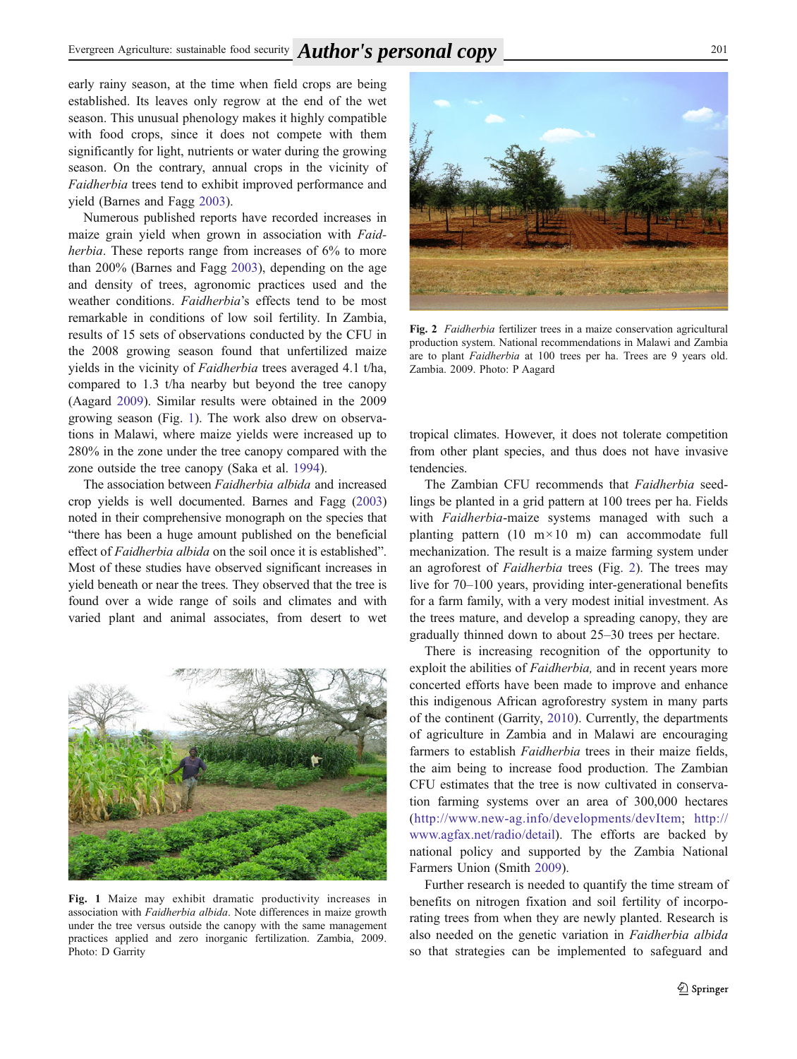early rainy season, at the time when field crops are being established. Its leaves only regrow at the end of the wet season. This unusual phenology makes it highly compatible with food crops, since it does not compete with them significantly for light, nutrients or water during the growing season. On the contrary, annual crops in the vicinity of *Faidherbia* trees tend to exhibit improved performance and yield (Barnes and Fagg 2003).

Numerous published reports have recorded increases in maize grain yield when grown in association with *Faidherbia*. These reports range from increases of 6% to more than 200% (Barnes and Fagg 2003), depending on the age and density of trees, agronomic practices used and the weather conditions. *Faidherbia*'s effects tend to be most remarkable in conditions of low soil fertility. In Zambia, results of 15 sets of observations conducted by the CFU in the 2008 growing season found that unfertilized maize yields in the vicinity of *Faidherbia* trees averaged 4.1 t/ha, compared to 1.3 t/ha nearby but beyond the tree canopy (Aagard 2009). Similar results were obtained in the 2009 growing season (Fig. 1). The work also drew on observations in Malawi, where maize yields were increased up to 280% in the zone under the tree canopy compared with the zone outside the tree canopy (Saka et al. 1994).

The association between *Faidherbia albida* and increased crop yields is well documented. Barnes and Fagg (2003) noted in their comprehensive monograph on the species that "there has been a huge amount published on the beneficial effect of *Faidherbia albida* on the soil once it is established". Most of these studies have observed significant increases in yield beneath or near the trees. They observed that the tree is found over a wide range of soils and climates and with varied plant and animal associates, from desert to wet tropical climates. However, it does not tolerate competition from other plant species, and thus does not have invasive tendencies.

**Fig. 1** Maize may exhibit dramatic productivity increases in association with *Faidherbia albida*. Note differences in maize growth under the tree versus outside the canopy with the same management practices applied and zero inorganic fertilization. Zambia, 2009. Photo: D Garrity

**Fig. 2** *Faidherbia* fertilizer trees in a maize conservation agricultural production system. National recommendations in Malawi and Zambia are to plant *Faidherbia* at 100 trees per ha. Trees are 9 years old. Zambia. 2009. Photo: P Aagard

The Zambian CFU recommends that *Faidherbia* seedlings be planted in a grid pattern at 100 trees per ha. Fields with *Faidherbia*-maize systems managed with such a planting pattern (10 m×10 m) can accommodate full mechanization. The result is a maize farming system under an agroforest of *Faidherbia* trees (Fig. 2). The trees may live for 70–100 years, providing inter-generational benefits for a farm family, with a very modest initial investment. As the trees mature, and develop a spreading canopy, they are gradually thinned down to about 25–30 trees per hectare.

There is increasing recognition of the opportunity to exploit the abilities of *Faidherbia,* and in recent years more concerted efforts have been made to improve and enhance this indigenous African agroforestry system in many parts of the continent (Garrity, 2010). Currently, the departments of agriculture in Zambia and in Malawi are encouraging farmers to establish *Faidherbia* trees in their maize fields, the aim being to increase food production. The Zambian CFU estimates that the tree is now cultivated in conservation farming systems over an area of 300,000 hectares (http://www.new-ag.info/developments/devItem; http://www.agfax.net/radio/detail). The efforts are backed by national policy and supported by the Zambia National Farmers Union (Smith 2009).

Further research is needed to quantify the time stream of benefits on nitrogen fixation and soil fertility of incorporating trees from when they are newly planted. Research is also needed on the genetic variation in *Faidherbia albida* so that strategies can be implemented to safeguard and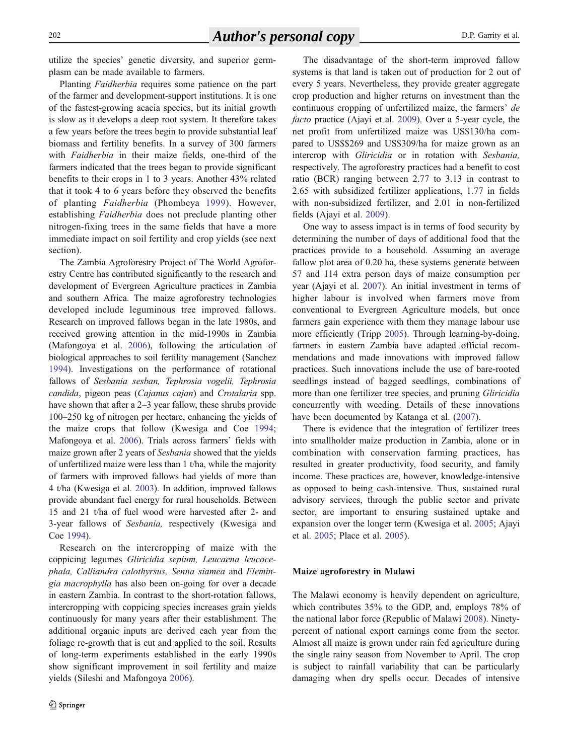utilize the species' genetic diversity, and superior germplasm can be made available to farmers.

Planting *Faidherbia* requires some patience on the part of the farmer and development-support institutions. It is one of the fastest-growing acacia species, but its initial growth is slow as it develops a deep root system. It therefore takes a few years before the trees begin to provide substantial leaf biomass and fertility benefits. In a survey of 300 farmers with *Faidherbia* in their maize fields, one-third of the farmers indicated that the trees began to provide significant benefits to their crops in 1 to 3 years. Another 43% related that it took 4 to 6 years before they observed the benefits of planting *Faidherbia* (Phombeya 1999). However, establishing *Faidherbia* does not preclude planting other nitrogen-fixing trees in the same fields that have a more immediate impact on soil fertility and crop yields (see next section).

The Zambia Agroforestry Project of The World Agroforestry Centre has contributed significantly to the research and development of Evergreen Agriculture practices in Zambia and southern Africa. The maize agroforestry technologies developed include leguminous tree improved fallows. Research on improved fallows began in the late 1980s, and received growing attention in the mid-1990s in Zambia (Mafongoya et al. 2006), following the articulation of biological approaches to soil fertility management (Sanchez 1994). Investigations on the performance of rotational fallows of *Sesbania sesban, Tephrosia vogelii, Tephrosia candida*, pigeon peas (*Cajanus cajan*) and *Crotalaria* spp. have shown that after a 2–3 year fallow, these shrubs provide 100–250 kg of nitrogen per hectare, enhancing the yields of the maize crops that follow (Kwesiga and Coe 1994; Mafongoya et al. 2006). Trials across farmers' fields with maize grown after 2 years of *Sesbania* showed that the yields of unfertilized maize were less than 1 t/ha, while the majority of farmers with improved fallows had yields of more than 4 t/ha (Kwesiga et al. 2003). In addition, improved fallows provide abundant fuel energy for rural households. Between 15 and 21 t/ha of fuel wood were harvested after 2- and 3-year fallows of *Sesbania,* respectively (Kwesiga and Coe 1994).

Research on the intercropping of maize with the coppicing legumes *Gliricidia sepium, Leucaena leucocephala, Calliandra calothyrsus, Senna siamea* and *Flemingia macrophylla* has also been on-going for over a decade in eastern Zambia. In contrast to the short-rotation fallows, intercropping with coppicing species increases grain yields continuously for many years after their establishment. The additional organic inputs are derived each year from the foliage re-growth that is cut and applied to the soil. Results of long-term experiments established in the early 1990s show significant improvement in soil fertility and maize yields (Sileshi and Mafongoya 2006).

The disadvantage of the short-term improved fallow systems is that land is taken out of production for 2 out of every 5 years. Nevertheless, they provide greater aggregate crop production and higher returns on investment than the continuous cropping of unfertilized maize, the farmers' *de facto* practice (Ajayi et al. 2009). Over a 5-year cycle, the net profit from unfertilized maize was US$130/ha compared to US$269 and US$309/ha for maize grown as an intercrop with *Gliricidia* or in rotation with *Sesbania,* respectively. The agroforestry practices had a benefit to cost ratio (BCR) ranging between 2.77 to 3.13 in contrast to 2.65 with subsidized fertilizer applications, 1.77 in fields with non-subsidized fertilizer, and 2.01 in non-fertilized fields (Ajayi et al. 2009).

One way to assess impact is in terms of food security by determining the number of days of additional food that the practices provide to a household. Assuming an average fallow plot area of 0.20 ha, these systems generate between 57 and 114 extra person days of maize consumption per year (Ajayi et al. 2007). An initial investment in terms of higher labour is involved when farmers move from conventional to Evergreen Agriculture models, but once farmers gain experience with them they manage labour use more efficiently (Tripp 2005). Through learning-by-doing, farmers in eastern Zambia have adapted official recommendations and made innovations with improved fallow practices. Such innovations include the use of bare-rooted seedlings instead of bagged seedlings, combinations of more than one fertilizer tree species, and pruning *Gliricidia* concurrently with weeding. Details of these innovations have been documented by Katanga et al. (2007).

There is evidence that the integration of fertilizer trees into smallholder maize production in Zambia, alone or in combination with conservation farming practices, has resulted in greater productivity, food security, and family income. These practices are, however, knowledge-intensive as opposed to being cash-intensive. Thus, sustained rural advisory services, through the public sector and private sector, are important to ensuring sustained uptake and expansion over the longer term (Kwesiga et al. 2005; Ajayi et al. 2005; Place et al. 2005).

## Maize agroforestry in Malawi

The Malawi economy is heavily dependent on agriculture, which contributes 35% to the GDP, and, employs 78% of the national labor force (Republic of Malawi 2008). Ninety-percent of national export earnings come from the sector. Almost all maize is grown under rain fed agriculture during the single rainy season from November to April. The crop is subject to rainfall variability that can be particularly damaging when dry spells occur. Decades of intensive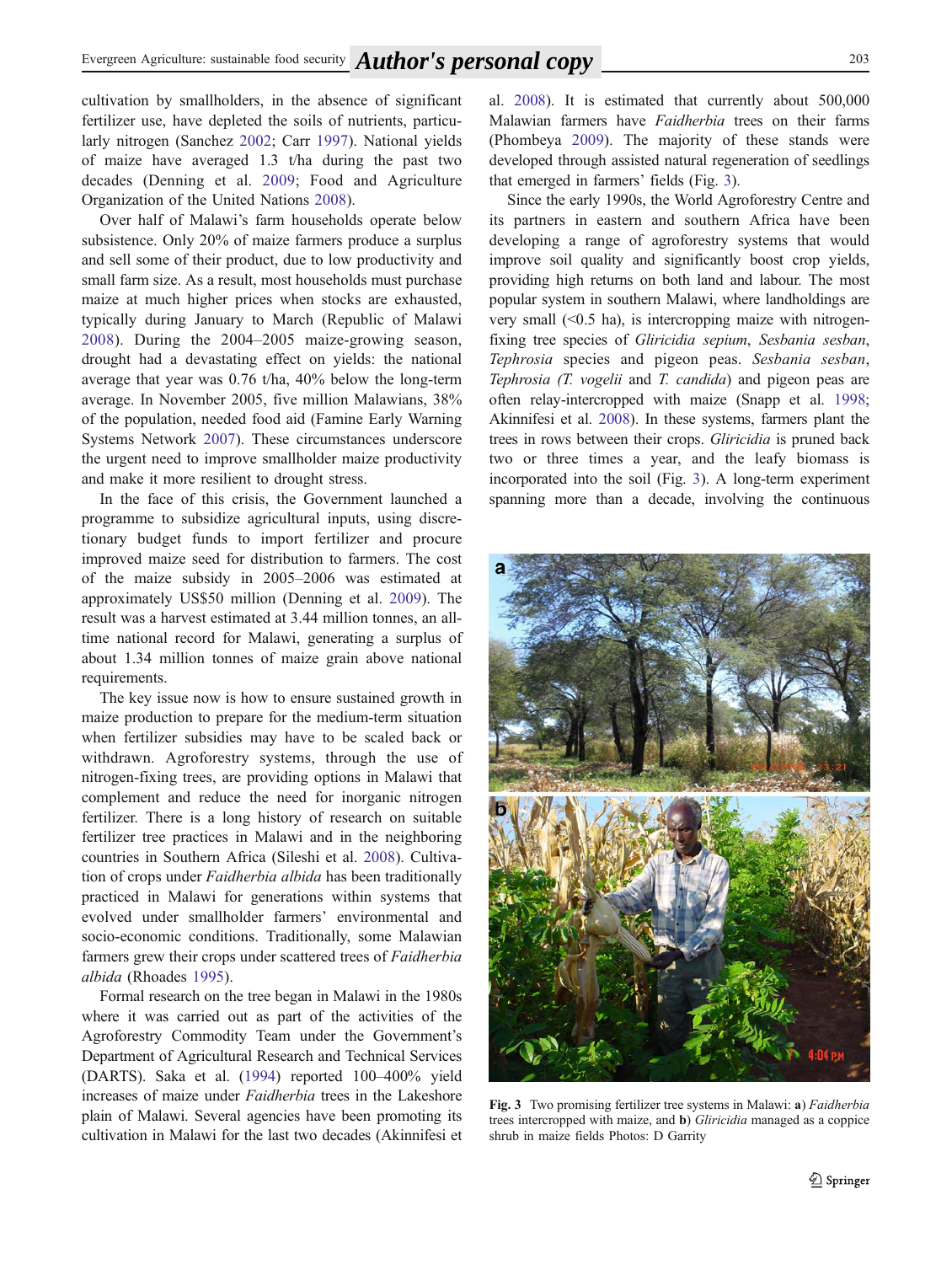cultivation by smallholders, in the absence of significant fertilizer use, have depleted the soils of nutrients, particularly nitrogen (Sanchez 2002; Carr 1997). National yields of maize have averaged 1.3 t/ha during the past two decades (Denning et al. 2009; Food and Agriculture Organization of the United Nations 2008).

Over half of Malawi's farm households operate below subsistence. Only 20% of maize farmers produce a surplus and sell some of their product, due to low productivity and small farm size. As a result, most households must purchase maize at much higher prices when stocks are exhausted, typically during January to March (Republic of Malawi 2008). During the 2004–2005 maize-growing season, drought had a devastating effect on yields: the national average that year was 0.76 t/ha, 40% below the long-term average. In November 2005, five million Malawians, 38% of the population, needed food aid (Famine Early Warning Systems Network 2007). These circumstances underscore the urgent need to improve smallholder maize productivity and make it more resilient to drought stress.

In the face of this crisis, the Government launched a programme to subsidize agricultural inputs, using discretionary budget funds to import fertilizer and procure improved maize seed for distribution to farmers. The cost of the maize subsidy in 2005–2006 was estimated at approximately US$50 million (Denning et al. 2009). The result was a harvest estimated at 3.44 million tonnes, an all-time national record for Malawi, generating a surplus of about 1.34 million tonnes of maize grain above national requirements.

The key issue now is how to ensure sustained growth in maize production to prepare for the medium-term situation when fertilizer subsidies may have to be scaled back or withdrawn. Agroforestry systems, through the use of nitrogen-fixing trees, are providing options in Malawi that complement and reduce the need for inorganic nitrogen fertilizer. There is a long history of research on suitable fertilizer tree practices in Malawi and in the neighboring countries in Southern Africa (Sileshi et al. 2008). Cultivation of crops under *Faidherbia albida* has been traditionally practiced in Malawi for generations within systems that evolved under smallholder farmers' environmental and socio-economic conditions. Traditionally, some Malawian farmers grew their crops under scattered trees of *Faidherbia albida* (Rhoades 1995).

Formal research on the tree began in Malawi in the 1980s where it was carried out as part of the activities of the Agroforestry Commodity Team under the Government's Department of Agricultural Research and Technical Services (DARTS). Saka et al. (1994) reported 100–400% yield increases of maize under *Faidherbia* trees in the Lakeshore plain of Malawi. Several agencies have been promoting its cultivation in Malawi for the last two decades (Akinnifesi et al. 2008). It is estimated that currently about 500,000 Malawian farmers have *Faidherbia* trees on their farms (Phombeya 2009). The majority of these stands were developed through assisted natural regeneration of seedlings that emerged in farmers' fields (Fig. 3).

Since the early 1990s, the World Agroforestry Centre and its partners in eastern and southern Africa have been developing a range of agroforestry systems that would improve soil quality and significantly boost crop yields, providing high returns on both land and labour. The most popular system in southern Malawi, where landholdings are very small (<0.5 ha), is intercropping maize with nitrogen-fixing tree species of *Gliricidia sepium*, *Sesbania sesban*, *Tephrosia* species and pigeon peas. *Sesbania sesban*, *Tephrosia (T. vogelii* and *T. candida*) and pigeon peas are often relay-intercropped with maize (Snapp et al. 1998; Akinnifesi et al. 2008). In these systems, farmers plant the trees in rows between their crops. *Gliricidia* is pruned back two or three times a year, and the leafy biomass is incorporated into the soil (Fig. 3). A long-term experiment spanning more than a decade, involving the continuous

**Fig. 3** Two promising fertilizer tree systems in Malawi: **a**) *Faidherbia* trees intercropped with maize, and **b**) *Gliricidia* managed as a coppice shrub in maize fields Photos: D Garrity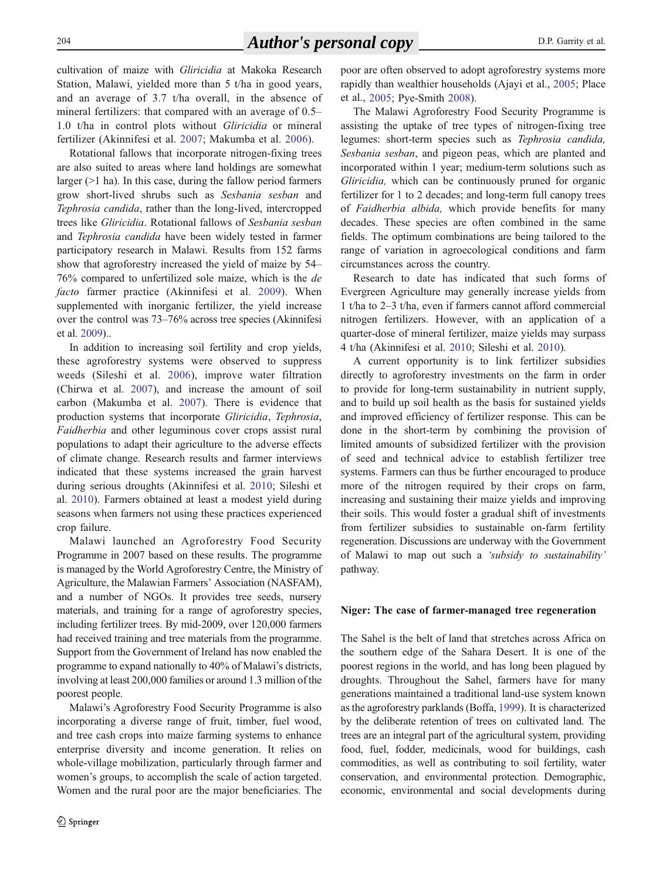cultivation of maize with *Gliricidia* at Makoka Research Station, Malawi, yielded more than 5 t/ha in good years, and an average of 3.7 t/ha overall, in the absence of mineral fertilizers: that compared with an average of 0.5–1.0 t/ha in control plots without *Gliricidia* or mineral fertilizer (Akinnifesi et al. 2007; Makumba et al. 2006).

Rotational fallows that incorporate nitrogen-fixing trees are also suited to areas where land holdings are somewhat larger (>1 ha). In this case, during the fallow period farmers grow short-lived shrubs such as *Sesbania sesban* and *Tephrosia candida*, rather than the long-lived, intercropped trees like *Gliricidia*. Rotational fallows of *Sesbania sesban* and *Tephrosia candida* have been widely tested in farmer participatory research in Malawi. Results from 152 farms show that agroforestry increased the yield of maize by 54–76% compared to unfertilized sole maize, which is the *de facto* farmer practice (Akinnifesi et al. 2009). When supplemented with inorganic fertilizer, the yield increase over the control was 73–76% across tree species (Akinnifesi et al. 2009)..

In addition to increasing soil fertility and crop yields, these agroforestry systems were observed to suppress weeds (Sileshi et al. 2006), improve water filtration (Chirwa et al. 2007), and increase the amount of soil carbon (Makumba et al. 2007). There is evidence that production systems that incorporate *Gliricidia*, *Tephrosia*, *Faidherbia* and other leguminous cover crops assist rural populations to adapt their agriculture to the adverse effects of climate change. Research results and farmer interviews indicated that these systems increased the grain harvest during serious droughts (Akinnifesi et al. 2010; Sileshi et al. 2010). Farmers obtained at least a modest yield during seasons when farmers not using these practices experienced crop failure.

Malawi launched an Agroforestry Food Security Programme in 2007 based on these results. The programme is managed by the World Agroforestry Centre, the Ministry of Agriculture, the Malawian Farmers' Association (NASFAM), and a number of NGOs. It provides tree seeds, nursery materials, and training for a range of agroforestry species, including fertilizer trees. By mid-2009, over 120,000 farmers had received training and tree materials from the programme. Support from the Government of Ireland has now enabled the programme to expand nationally to 40% of Malawi's districts, involving at least 200,000 families or around 1.3 million of the poorest people.

Malawi's Agroforestry Food Security Programme is also incorporating a diverse range of fruit, timber, fuel wood, and tree cash crops into maize farming systems to enhance enterprise diversity and income generation. It relies on whole-village mobilization, particularly through farmer and women's groups, to accomplish the scale of action targeted. Women and the rural poor are the major beneficiaries. The poor are often observed to adopt agroforestry systems more rapidly than wealthier households (Ajayi et al., 2005; Place et al., 2005; Pye-Smith 2008).

The Malawi Agroforestry Food Security Programme is assisting the uptake of tree types of nitrogen-fixing tree legumes: short-term species such as *Tephrosia candida, Sesbania sesban*, and pigeon peas, which are planted and incorporated within 1 year; medium-term solutions such as *Gliricidia,* which can be continuously pruned for organic fertilizer for 1 to 2 decades; and long-term full canopy trees of *Faidherbia albida,* which provide benefits for many decades. These species are often combined in the same fields. The optimum combinations are being tailored to the range of variation in agroecological conditions and farm circumstances across the country.

Research to date has indicated that such forms of Evergreen Agriculture may generally increase yields from 1 t/ha to 2–3 t/ha, even if farmers cannot afford commercial nitrogen fertilizers. However, with an application of a quarter-dose of mineral fertilizer, maize yields may surpass 4 t/ha (Akinnifesi et al. 2010; Sileshi et al. 2010).

A current opportunity is to link fertilizer subsidies directly to agroforestry investments on the farm in order to provide for long-term sustainability in nutrient supply, and to build up soil health as the basis for sustained yields and improved efficiency of fertilizer response. This can be done in the short-term by combining the provision of limited amounts of subsidized fertilizer with the provision of seed and technical advice to establish fertilizer tree systems. Farmers can thus be further encouraged to produce more of the nitrogen required by their crops on farm, increasing and sustaining their maize yields and improving their soils. This would foster a gradual shift of investments from fertilizer subsidies to sustainable on-farm fertility regeneration. Discussions are underway with the Government of Malawi to map out such a *'subsidy to sustainability'* pathway.

## Niger: The case of farmer-managed tree regeneration

The Sahel is the belt of land that stretches across Africa on the southern edge of the Sahara Desert. It is one of the poorest regions in the world, and has long been plagued by droughts. Throughout the Sahel, farmers have for many generations maintained a traditional land-use system known as the agroforestry parklands (Boffa, 1999). It is characterized by the deliberate retention of trees on cultivated land. The trees are an integral part of the agricultural system, providing food, fuel, fodder, medicinals, wood for buildings, cash commodities, as well as contributing to soil fertility, water conservation, and environmental protection. Demographic, economic, environmental and social developments during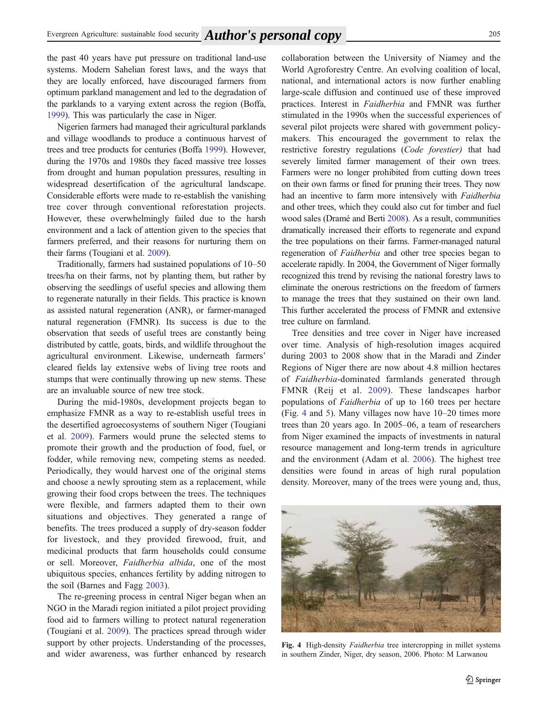the past 40 years have put pressure on traditional land-use systems. Modern Sahelian forest laws, and the ways that they are locally enforced, have discouraged farmers from optimum parkland management and led to the degradation of the parklands to a varying extent across the region (Boffa, 1999). This was particularly the case in Niger.

Nigerien farmers had managed their agricultural parklands and village woodlands to produce a continuous harvest of trees and tree products for centuries (Boffa 1999). However, during the 1970s and 1980s they faced massive tree losses from drought and human population pressures, resulting in widespread desertification of the agricultural landscape. Considerable efforts were made to re-establish the vanishing tree cover through conventional reforestation projects. However, these overwhelmingly failed due to the harsh environment and a lack of attention given to the species that farmers preferred, and their reasons for nurturing them on their farms (Tougiani et al. 2009).

Traditionally, farmers had sustained populations of 10–50 trees/ha on their farms, not by planting them, but rather by observing the seedlings of useful species and allowing them to regenerate naturally in their fields. This practice is known as assisted natural regeneration (ANR), or farmer-managed natural regeneration (FMNR). Its success is due to the observation that seeds of useful trees are constantly being distributed by cattle, goats, birds, and wildlife throughout the agricultural environment. Likewise, underneath farmers' cleared fields lay extensive webs of living tree roots and stumps that were continually throwing up new stems. These are an invaluable source of new tree stock.

During the mid-1980s, development projects began to emphasize FMNR as a way to re-establish useful trees in the desertified agroecosystems of southern Niger (Tougiani et al. 2009). Farmers would prune the selected stems to promote their growth and the production of food, fuel, or fodder, while removing new, competing stems as needed. Periodically, they would harvest one of the original stems and choose a newly sprouting stem as a replacement, while growing their food crops between the trees. The techniques were flexible, and farmers adapted them to their own situations and objectives. They generated a range of benefits. The trees produced a supply of dry-season fodder for livestock, and they provided firewood, fruit, and medicinal products that farm households could consume or sell. Moreover, *Faidherbia albida*, one of the most ubiquitous species, enhances fertility by adding nitrogen to the soil (Barnes and Fagg 2003).

The re-greening process in central Niger began when an NGO in the Maradi region initiated a pilot project providing food aid to farmers willing to protect natural regeneration (Tougiani et al. 2009). The practices spread through wider support by other projects. Understanding of the processes, and wider awareness, was further enhanced by research collaboration between the University of Niamey and the World Agroforestry Centre. An evolving coalition of local, national, and international actors is now further enabling large-scale diffusion and continued use of these improved practices. Interest in *Faidherbia* and FMNR was further stimulated in the 1990s when the successful experiences of several pilot projects were shared with government policy-makers. This encouraged the government to relax the restrictive forestry regulations (*Code forestier)* that had severely limited farmer management of their own trees. Farmers were no longer prohibited from cutting down trees on their own farms or fined for pruning their trees. They now had an incentive to farm more intensively with *Faidherbia* and other trees, which they could also cut for timber and fuel wood sales (Dramé and Berti 2008). As a result, communities dramatically increased their efforts to regenerate and expand the tree populations on their farms. Farmer-managed natural regeneration of *Faidherbia* and other tree species began to accelerate rapidly. In 2004, the Government of Niger formally recognized this trend by revising the national forestry laws to eliminate the onerous restrictions on the freedom of farmers to manage the trees that they sustained on their own land. This further accelerated the process of FMNR and extensive tree culture on farmland.

Tree densities and tree cover in Niger have increased over time. Analysis of high-resolution images acquired during 2003 to 2008 show that in the Maradi and Zinder Regions of Niger there are now about 4.8 million hectares of *Faidherbia*-dominated farmlands generated through FMNR (Reij et al. 2009). These landscapes harbor populations of *Faidherbia* of up to 160 trees per hectare (Fig. 4 and 5). Many villages now have 10–20 times more trees than 20 years ago. In 2005–06, a team of researchers from Niger examined the impacts of investments in natural resource management and long-term trends in agriculture and the environment (Adam et al. 2006). The highest tree densities were found in areas of high rural population density. Moreover, many of the trees were young and, thus,

**Fig. 4** High-density *Faidherbia* tree intercropping in millet systems in southern Zinder, Niger, dry season, 2006. Photo: M Larwanou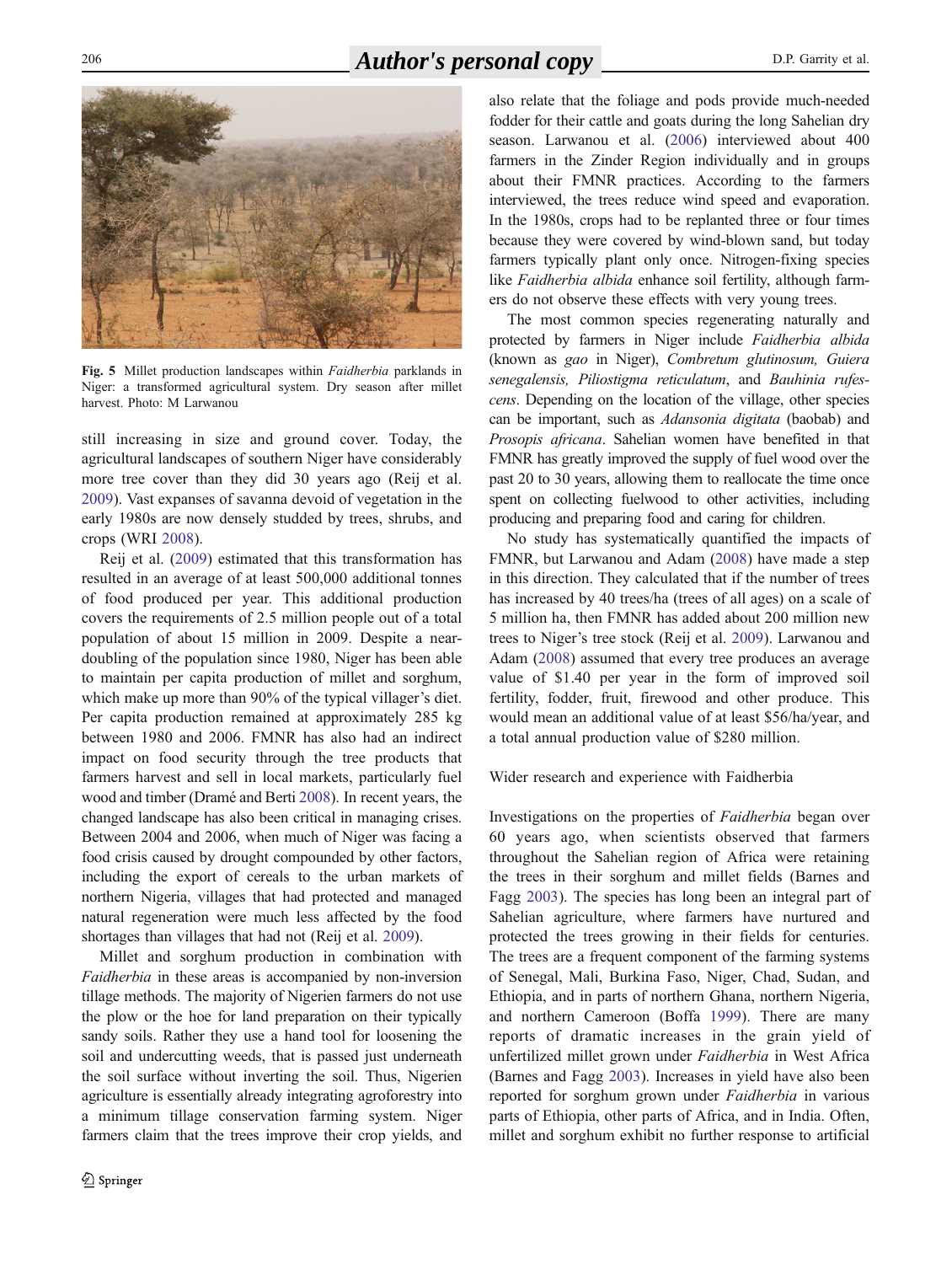Fig. 5 Millet production landscapes within *Faidherbia* parklands in Niger: a transformed agricultural system. Dry season after millet harvest. Photo: M Larwanou

still increasing in size and ground cover. Today, the agricultural landscapes of southern Niger have considerably more tree cover than they did 30 years ago (Reij et al. 2009). Vast expanses of savanna devoid of vegetation in the early 1980s are now densely studded by trees, shrubs, and crops (WRI 2008).

Reij et al. (2009) estimated that this transformation has resulted in an average of at least 500,000 additional tonnes of food produced per year. This additional production covers the requirements of 2.5 million people out of a total population of about 15 million in 2009. Despite a near-doubling of the population since 1980, Niger has been able to maintain per capita production of millet and sorghum, which make up more than 90% of the typical villager's diet. Per capita production remained at approximately 285 kg between 1980 and 2006. FMNR has also had an indirect impact on food security through the tree products that farmers harvest and sell in local markets, particularly fuel wood and timber (Dramé and Berti 2008). In recent years, the changed landscape has also been critical in managing crises. Between 2004 and 2006, when much of Niger was facing a food crisis caused by drought compounded by other factors, including the export of cereals to the urban markets of northern Nigeria, villages that had protected and managed natural regeneration were much less affected by the food shortages than villages that had not (Reij et al. 2009).

Millet and sorghum production in combination with *Faidherbia* in these areas is accompanied by non-inversion tillage methods. The majority of Nigerien farmers do not use the plow or the hoe for land preparation on their typically sandy soils. Rather they use a hand tool for loosening the soil and undercutting weeds, that is passed just underneath the soil surface without inverting the soil. Thus, Nigerien agriculture is essentially already integrating agroforestry into a minimum tillage conservation farming system. Niger farmers claim that the trees improve their crop yields, and also relate that the foliage and pods provide much-needed fodder for their cattle and goats during the long Sahelian dry season. Larwanou et al. (2006) interviewed about 400 farmers in the Zinder Region individually and in groups about their FMNR practices. According to the farmers interviewed, the trees reduce wind speed and evaporation. In the 1980s, crops had to be replanted three or four times because they were covered by wind-blown sand, but today farmers typically plant only once. Nitrogen-fixing species like *Faidherbia albida* enhance soil fertility, although farmers do not observe these effects with very young trees.

The most common species regenerating naturally and protected by farmers in Niger include *Faidherbia albida* (known as *gao* in Niger), *Combretum glutinosum, Guiera senegalensis, Piliostigma reticulatum*, and *Bauhinia rufescens*. Depending on the location of the village, other species can be important, such as *Adansonia digitata* (baobab) and *Prosopis africana*. Sahelian women have benefited in that FMNR has greatly improved the supply of fuel wood over the past 20 to 30 years, allowing them to reallocate the time once spent on collecting fuelwood to other activities, including producing and preparing food and caring for children.

No study has systematically quantified the impacts of FMNR, but Larwanou and Adam (2008) have made a step in this direction. They calculated that if the number of trees has increased by 40 trees/ha (trees of all ages) on a scale of 5 million ha, then FMNR has added about 200 million new trees to Niger's tree stock (Reij et al. 2009). Larwanou and Adam (2008) assumed that every tree produces an average value of $1.40 per year in the form of improved soil fertility, fodder, fruit, firewood and other produce. This would mean an additional value of at least $56/ha/year, and a total annual production value of $280 million.

## Wider research and experience with Faidherbia

Investigations on the properties of *Faidherbia* began over 60 years ago, when scientists observed that farmers throughout the Sahelian region of Africa were retaining the trees in their sorghum and millet fields (Barnes and Fagg 2003). The species has long been an integral part of Sahelian agriculture, where farmers have nurtured and protected the trees growing in their fields for centuries. The trees are a frequent component of the farming systems of Senegal, Mali, Burkina Faso, Niger, Chad, Sudan, and Ethiopia, and in parts of northern Ghana, northern Nigeria, and northern Cameroon (Boffa 1999). There are many reports of dramatic increases in the grain yield of unfertilized millet grown under *Faidherbia* in West Africa (Barnes and Fagg 2003). Increases in yield have also been reported for sorghum grown under *Faidherbia* in various parts of Ethiopia, other parts of Africa, and in India. Often, millet and sorghum exhibit no further response to artificial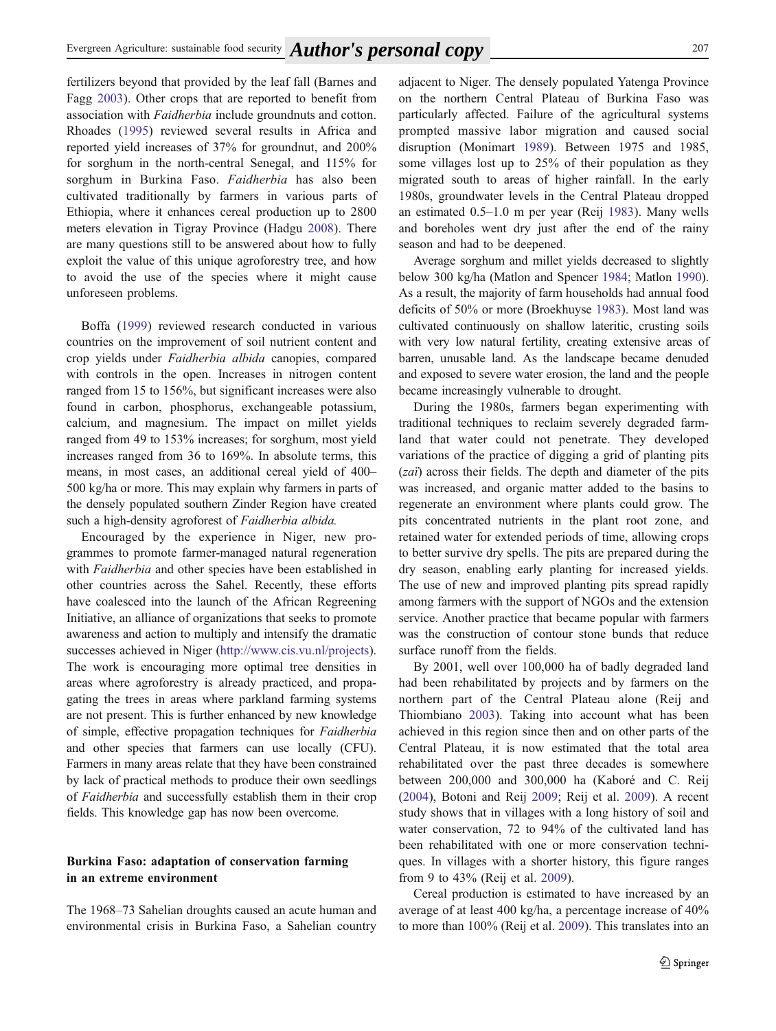fertilizers beyond that provided by the leaf fall (Barnes and Fagg 2003). Other crops that are reported to benefit from association with *Faidherbia* include groundnuts and cotton. Rhoades (1995) reviewed several results in Africa and reported yield increases of 37% for groundnut, and 200% for sorghum in the north-central Senegal, and 115% for sorghum in Burkina Faso. *Faidherbia* has also been cultivated traditionally by farmers in various parts of Ethiopia, where it enhances cereal production up to 2800 meters elevation in Tigray Province (Hadgu 2008). There are many questions still to be answered about how to fully exploit the value of this unique agroforestry tree, and how to avoid the use of the species where it might cause unforeseen problems.

Boffa (1999) reviewed research conducted in various countries on the improvement of soil nutrient content and crop yields under *Faidherbia albida* canopies, compared with controls in the open. Increases in nitrogen content ranged from 15 to 156%, but significant increases were also found in carbon, phosphorus, exchangeable potassium, calcium, and magnesium. The impact on millet yields ranged from 49 to 153% increases; for sorghum, most yield increases ranged from 36 to 169%. In absolute terms, this means, in most cases, an additional cereal yield of 400–500 kg/ha or more. This may explain why farmers in parts of the densely populated southern Zinder Region have created such a high-density agroforest of *Faidherbia albida.*

Encouraged by the experience in Niger, new programmes to promote farmer-managed natural regeneration with *Faidherbia* and other species have been established in other countries across the Sahel. Recently, these efforts have coalesced into the launch of the African Regreening Initiative, an alliance of organizations that seeks to promote awareness and action to multiply and intensify the dramatic successes achieved in Niger (http://www.cis.vu.nl/projects). The work is encouraging more optimal tree densities in areas where agroforestry is already practiced, and propagating the trees in areas where parkland farming systems are not present. This is further enhanced by new knowledge of simple, effective propagation techniques for *Faidherbia* and other species that farmers can use locally (CFU). Farmers in many areas relate that they have been constrained by lack of practical methods to produce their own seedlings of *Faidherbia* and successfully establish them in their crop fields. This knowledge gap has now been overcome.

## Burkina Faso: adaptation of conservation farming in an extreme environment

The 1968–73 Sahelian droughts caused an acute human and environmental crisis in Burkina Faso, a Sahelian country adjacent to Niger. The densely populated Yatenga Province on the northern Central Plateau of Burkina Faso was particularly affected. Failure of the agricultural systems prompted massive labor migration and caused social disruption (Monimart 1989). Between 1975 and 1985, some villages lost up to 25% of their population as they migrated south to areas of higher rainfall. In the early 1980s, groundwater levels in the Central Plateau dropped an estimated 0.5–1.0 m per year (Reij 1983). Many wells and boreholes went dry just after the end of the rainy season and had to be deepened.

Average sorghum and millet yields decreased to slightly below 300 kg/ha (Matlon and Spencer 1984; Matlon 1990). As a result, the majority of farm households had annual food deficits of 50% or more (Broekhuyse 1983). Most land was cultivated continuously on shallow lateritic, crusting soils with very low natural fertility, creating extensive areas of barren, unusable land. As the landscape became denuded and exposed to severe water erosion, the land and the people became increasingly vulnerable to drought.

During the 1980s, farmers began experimenting with traditional techniques to reclaim severely degraded farmland that water could not penetrate. They developed variations of the practice of digging a grid of planting pits (*zai*) across their fields. The depth and diameter of the pits was increased, and organic matter added to the basins to regenerate an environment where plants could grow. The pits concentrated nutrients in the plant root zone, and retained water for extended periods of time, allowing crops to better survive dry spells. The pits are prepared during the dry season, enabling early planting for increased yields. The use of new and improved planting pits spread rapidly among farmers with the support of NGOs and the extension service. Another practice that became popular with farmers was the construction of contour stone bunds that reduce surface runoff from the fields.

By 2001, well over 100,000 ha of badly degraded land had been rehabilitated by projects and by farmers on the northern part of the Central Plateau alone (Reij and Thiombiano 2003). Taking into account what has been achieved in this region since then and on other parts of the Central Plateau, it is now estimated that the total area rehabilitated over the past three decades is somewhere between 200,000 and 300,000 ha (Kaboré and C. Reij (2004), Botoni and Reij 2009; Reij et al. 2009). A recent study shows that in villages with a long history of soil and water conservation, 72 to 94% of the cultivated land has been rehabilitated with one or more conservation techniques. In villages with a shorter history, this figure ranges from 9 to 43% (Reij et al. 2009).

Cereal production is estimated to have increased by an average of at least 400 kg/ha, a percentage increase of 40% to more than 100% (Reij et al. 2009). This translates into an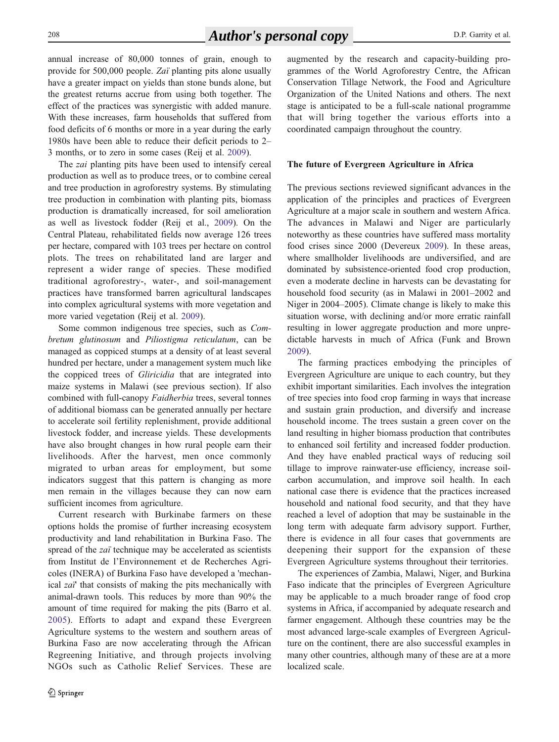annual increase of 80,000 tonnes of grain, enough to provide for 500,000 people. *Zaï* planting pits alone usually have a greater impact on yields than stone bunds alone, but the greatest returns accrue from using both together. The effect of the practices was synergistic with added manure. With these increases, farm households that suffered from food deficits of 6 months or more in a year during the early 1980s have been able to reduce their deficit periods to 2–3 months, or to zero in some cases (Reij et al. 2009).

The *zai* planting pits have been used to intensify cereal production as well as to produce trees, or to combine cereal and tree production in agroforestry systems. By stimulating tree production in combination with planting pits, biomass production is dramatically increased, for soil amelioration as well as livestock fodder (Reij et al., 2009). On the Central Plateau, rehabilitated fields now average 126 trees per hectare, compared with 103 trees per hectare on control plots. The trees on rehabilitated land are larger and represent a wider range of species. These modified traditional agroforestry-, water-, and soil-management practices have transformed barren agricultural landscapes into complex agricultural systems with more vegetation and more varied vegetation (Reij et al. 2009).

Some common indigenous tree species, such as *Combretum glutinosum* and *Piliostigma reticulatum*, can be managed as coppiced stumps at a density of at least several hundred per hectare, under a management system much like the coppiced trees of *Gliricidia* that are integrated into maize systems in Malawi (see previous section). If also combined with full-canopy *Faidherbia* trees, several tonnes of additional biomass can be generated annually per hectare to accelerate soil fertility replenishment, provide additional livestock fodder, and increase yields. These developments have also brought changes in how rural people earn their livelihoods. After the harvest, men once commonly migrated to urban areas for employment, but some indicators suggest that this pattern is changing as more men remain in the villages because they can now earn sufficient incomes from agriculture.

Current research with Burkinabe farmers on these options holds the promise of further increasing ecosystem productivity and land rehabilitation in Burkina Faso. The spread of the *zaï* technique may be accelerated as scientists from Institut de l'Environnement et de Recherches Agricoles (INERA) of Burkina Faso have developed a 'mechanical *zai*' that consists of making the pits mechanically with animal-drawn tools. This reduces by more than 90% the amount of time required for making the pits (Barro et al. 2005). Efforts to adapt and expand these Evergreen Agriculture systems to the western and southern areas of Burkina Faso are now accelerating through the African Regreening Initiative, and through projects involving NGOs such as Catholic Relief Services. These are augmented by the research and capacity-building programmes of the World Agroforestry Centre, the African Conservation Tillage Network, the Food and Agriculture Organization of the United Nations and others. The next stage is anticipated to be a full-scale national programme that will bring together the various efforts into a coordinated campaign throughout the country.

## The future of Evergreen Agriculture in Africa

The previous sections reviewed significant advances in the application of the principles and practices of Evergreen Agriculture at a major scale in southern and western Africa. The advances in Malawi and Niger are particularly noteworthy as these countries have suffered mass mortality food crises since 2000 (Devereux 2009). In these areas, where smallholder livelihoods are undiversified, and are dominated by subsistence-oriented food crop production, even a moderate decline in harvests can be devastating for household food security (as in Malawi in 2001–2002 and Niger in 2004–2005). Climate change is likely to make this situation worse, with declining and/or more erratic rainfall resulting in lower aggregate production and more unpredictable harvests in much of Africa (Funk and Brown 2009).

The farming practices embodying the principles of Evergreen Agriculture are unique to each country, but they exhibit important similarities. Each involves the integration of tree species into food crop farming in ways that increase and sustain grain production, and diversify and increase household income. The trees sustain a green cover on the land resulting in higher biomass production that contributes to enhanced soil fertility and increased fodder production. And they have enabled practical ways of reducing soil tillage to improve rainwater-use efficiency, increase soil-carbon accumulation, and improve soil health. In each national case there is evidence that the practices increased household and national food security, and that they have reached a level of adoption that may be sustainable in the long term with adequate farm advisory support. Further, there is evidence in all four cases that governments are deepening their support for the expansion of these Evergreen Agriculture systems throughout their territories.

The experiences of Zambia, Malawi, Niger, and Burkina Faso indicate that the principles of Evergreen Agriculture may be applicable to a much broader range of food crop systems in Africa, if accompanied by adequate research and farmer engagement. Although these countries may be the most advanced large-scale examples of Evergreen Agriculture on the continent, there are also successful examples in many other countries, although many of these are at a more localized scale.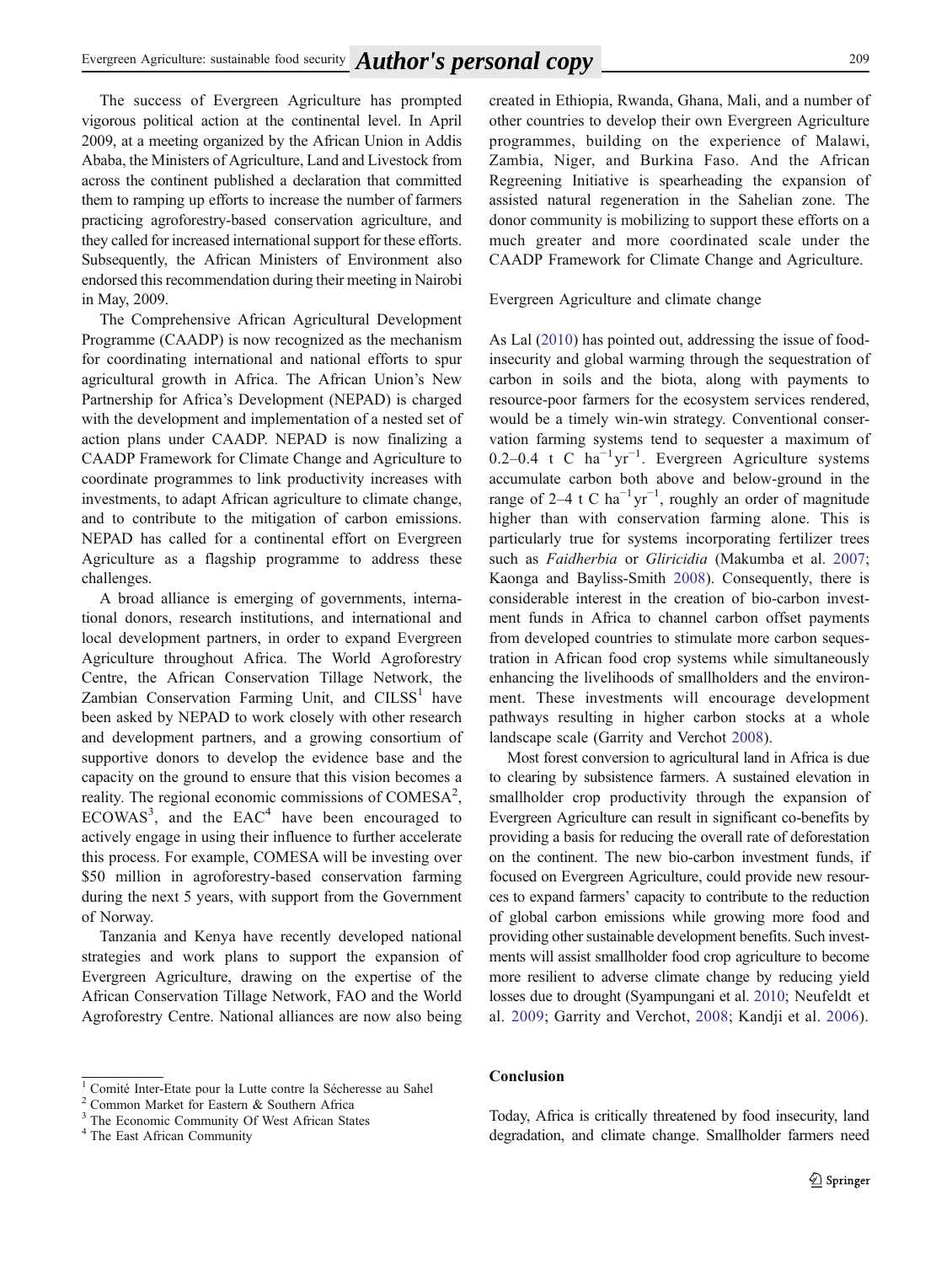The success of Evergreen Agriculture has prompted vigorous political action at the continental level. In April 2009, at a meeting organized by the African Union in Addis Ababa, the Ministers of Agriculture, Land and Livestock from across the continent published a declaration that committed them to ramping up efforts to increase the number of farmers practicing agroforestry-based conservation agriculture, and they called for increased international support for these efforts. Subsequently, the African Ministers of Environment also endorsed this recommendation during their meeting in Nairobi in May, 2009.

The Comprehensive African Agricultural Development Programme (CAADP) is now recognized as the mechanism for coordinating international and national efforts to spur agricultural growth in Africa. The African Union's New Partnership for Africa's Development (NEPAD) is charged with the development and implementation of a nested set of action plans under CAADP. NEPAD is now finalizing a CAADP Framework for Climate Change and Agriculture to coordinate programmes to link productivity increases with investments, to adapt African agriculture to climate change, and to contribute to the mitigation of carbon emissions. NEPAD has called for a continental effort on Evergreen Agriculture as a flagship programme to address these challenges.

A broad alliance is emerging of governments, international donors, research institutions, and international and local development partners, in order to expand Evergreen Agriculture throughout Africa. The World Agroforestry Centre, the African Conservation Tillage Network, the Zambian Conservation Farming Unit, and CILSS[1] have been asked by NEPAD to work closely with other research and development partners, and a growing consortium of supportive donors to develop the evidence base and the capacity on the ground to ensure that this vision becomes a reality. The regional economic commissions of COMESA[2], ECOWAS[3], and the EAC[4] have been encouraged to actively engage in using their influence to further accelerate this process. For example, COMESA will be investing over $50 million in agroforestry-based conservation farming during the next 5 years, with support from the Government of Norway.

Tanzania and Kenya have recently developed national strategies and work plans to support the expansion of Evergreen Agriculture, drawing on the expertise of the African Conservation Tillage Network, FAO and the World Agroforestry Centre. National alliances are now also being created in Ethiopia, Rwanda, Ghana, Mali, and a number of other countries to develop their own Evergreen Agriculture programmes, building on the experience of Malawi, Zambia, Niger, and Burkina Faso. And the African Regreening Initiative is spearheading the expansion of assisted natural regeneration in the Sahelian zone. The donor community is mobilizing to support these efforts on a much greater and more coordinated scale under the CAADP Framework for Climate Change and Agriculture.

## Evergreen Agriculture and climate change

As Lal (2010) has pointed out, addressing the issue of food-insecurity and global warming through the sequestration of carbon in soils and the biota, along with payments to resource-poor farmers for the ecosystem services rendered, would be a timely win-win strategy. Conventional conservation farming systems tend to sequester a maximum of 0.2–0.4 t C $ha^{-1}yr^{-1}$. Evergreen Agriculture systems accumulate carbon both above and below-ground in the range of 2–4 t C $ha^{-1}yr^{-1}$, roughly an order of magnitude higher than with conservation farming alone. This is particularly true for systems incorporating fertilizer trees such as *Faidherbia* or *Gliricidia* (Makumba et al. 2007; Kaonga and Bayliss-Smith 2008). Consequently, there is considerable interest in the creation of bio-carbon investment funds in Africa to channel carbon offset payments from developed countries to stimulate more carbon sequestration in African food crop systems while simultaneously enhancing the livelihoods of smallholders and the environment. These investments will encourage development pathways resulting in higher carbon stocks at a whole landscape scale (Garrity and Verchot 2008).

Most forest conversion to agricultural land in Africa is due to clearing by subsistence farmers. A sustained elevation in smallholder crop productivity through the expansion of Evergreen Agriculture can result in significant co-benefits by providing a basis for reducing the overall rate of deforestation on the continent. The new bio-carbon investment funds, if focused on Evergreen Agriculture, could provide new resources to expand farmers' capacity to contribute to the reduction of global carbon emissions while growing more food and providing other sustainable development benefits. Such investments will assist smallholder food crop agriculture to become more resilient to adverse climate change by reducing yield losses due to drought (Syampungani et al. 2010; Neufeldt et al. 2009; Garrity and Verchot, 2008; Kandji et al. 2006).

## Conclusion

Today, Africa is critically threatened by food insecurity, land degradation, and climate change. Smallholder farmers need

[1] Comité Inter-Etate pour la Lutte contre la Sécheresse au Sahel

[2] Common Market for Eastern & Southern Africa

[3] The Economic Community Of West African States

[4] The East African Community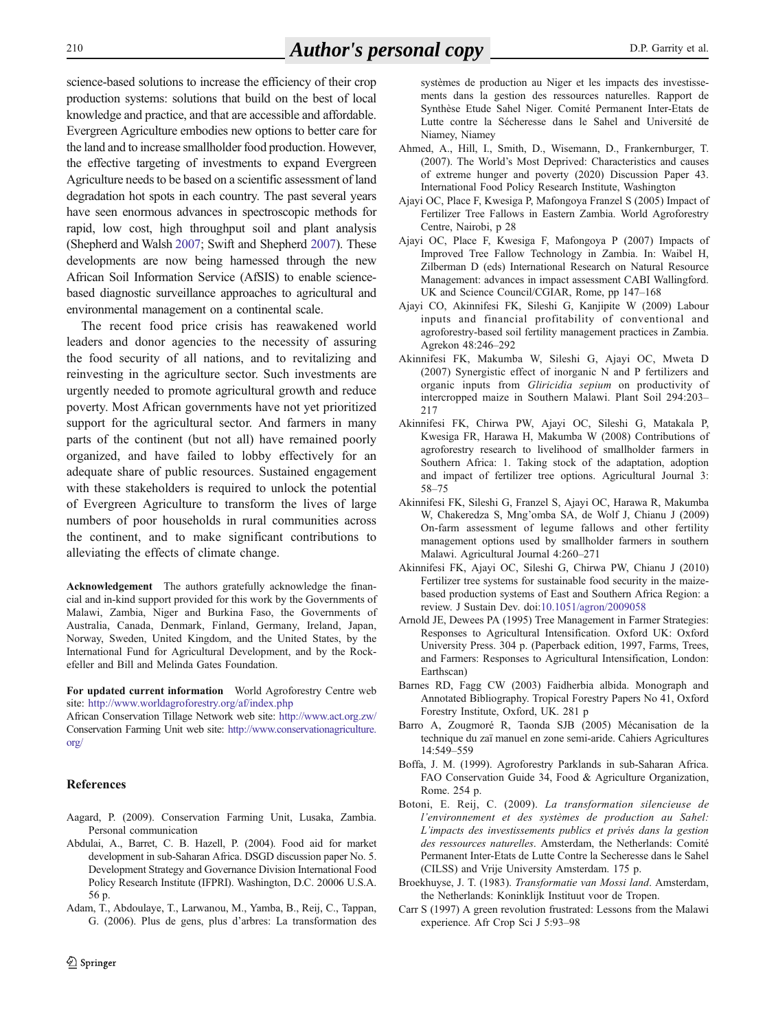science-based solutions to increase the efficiency of their crop production systems: solutions that build on the best of local knowledge and practice, and that are accessible and affordable. Evergreen Agriculture embodies new options to better care for the land and to increase smallholder food production. However, the effective targeting of investments to expand Evergreen Agriculture needs to be based on a scientific assessment of land degradation hot spots in each country. The past several years have seen enormous advances in spectroscopic methods for rapid, low cost, high throughput soil and plant analysis (Shepherd and Walsh 2007; Swift and Shepherd 2007). These developments are now being harnessed through the new African Soil Information Service (AfSIS) to enable science-based diagnostic surveillance approaches to agricultural and environmental management on a continental scale.

The recent food price crisis has reawakened world leaders and donor agencies to the necessity of assuring the food security of all nations, and to revitalizing and reinvesting in the agriculture sector. Such investments are urgently needed to promote agricultural growth and reduce poverty. Most African governments have not yet prioritized support for the agricultural sector. And farmers in many parts of the continent (but not all) have remained poorly organized, and have failed to lobby effectively for an adequate share of public resources. Sustained engagement with these stakeholders is required to unlock the potential of Evergreen Agriculture to transform the lives of large numbers of poor households in rural communities across the continent, and to make significant contributions to alleviating the effects of climate change.

**Acknowledgement** The authors gratefully acknowledge the financial and in-kind support provided for this work by the Governments of Malawi, Zambia, Niger and Burkina Faso, the Governments of Australia, Canada, Denmark, Finland, Germany, Ireland, Japan, Norway, Sweden, United Kingdom, and the United States, by the International Fund for Agricultural Development, and by the Rockefeller and Bill and Melinda Gates Foundation.

**For updated current information** World Agroforestry Centre web site: http://www.worldagroforestry.org/af/index.php
African Conservation Tillage Network web site: http://www.act.org.zw/
Conservation Farming Unit web site: http://www.conservationagriculture.org/

## References

Aagard, P. (2009). Conservation Farming Unit, Lusaka, Zambia. Personal communication

Abdulai, A., Barret, C. B. Hazell, P. (2004). Food aid for market development in sub-Saharan Africa. DSGD discussion paper No. 5. Development Strategy and Governance Division International Food Policy Research Institute (IFPRI). Washington, D.C. 20006 U.S.A. 56 p.

Adam, T., Abdoulaye, T., Larwanou, M., Yamba, B., Reij, C., Tappan, G. (2006). Plus de gens, plus d'arbres: La transformation des systèmes de production au Niger et les impacts des investissements dans la gestion des ressources naturelles. Rapport de Synthèse Etude Sahel Niger. Comité Permanent Inter-Etats de Lutte contre la Sécheresse dans le Sahel and Université de Niamey, Niamey

Ahmed, A., Hill, I., Smith, D., Wisemann, D., Frankernburger, T. (2007). The World's Most Deprived: Characteristics and causes of extreme hunger and poverty (2020) Discussion Paper 43. International Food Policy Research Institute, Washington

Ajayi OC, Place F, Kwesiga P, Mafongoya Franzel S (2005) Impact of Fertilizer Tree Fallows in Eastern Zambia. World Agroforestry Centre, Nairobi, p 28

Ajayi OC, Place F, Kwesiga F, Mafongoya P (2007) Impacts of Improved Tree Fallow Technology in Zambia. In: Waibel H, Zilberman D (eds) International Research on Natural Resource Management: advances in impact assessment CABI Wallingford. UK and Science Council/CGIAR, Rome, pp 147–168

Ajayi CO, Akinnifesi FK, Sileshi G, Kanjipite W (2009) Labour inputs and financial profitability of conventional and agroforestry-based soil fertility management practices in Zambia. Agrekon 48:246–292

Akinnifesi FK, Makumba W, Sileshi G, Ajayi OC, Mweta D (2007) Synergistic effect of inorganic N and P fertilizers and organic inputs from *Gliricidia sepium* on productivity of intercropped maize in Southern Malawi. Plant Soil 294:203–217

Akinnifesi FK, Chirwa PW, Ajayi OC, Sileshi G, Matakala P, Kwesiga FR, Harawa H, Makumba W (2008) Contributions of agroforestry research to livelihood of smallholder farmers in Southern Africa: 1. Taking stock of the adaptation, adoption and impact of fertilizer tree options. Agricultural Journal 3: 58–75

Akinnifesi FK, Sileshi G, Franzel S, Ajayi OC, Harawa R, Makumba W, Chakeredza S, Mng'omba SA, de Wolf J, Chianu J (2009) On-farm assessment of legume fallows and other fertility management options used by smallholder farmers in southern Malawi. Agricultural Journal 4:260–271

Akinnifesi FK, Ajayi OC, Sileshi G, Chirwa PW, Chianu J (2010) Fertilizer tree systems for sustainable food security in the maize-based production systems of East and Southern Africa Region: a review. J Sustain Dev. doi:10.1051/agron/2009058

Arnold JE, Dewees PA (1995) Tree Management in Farmer Strategies: Responses to Agricultural Intensification. Oxford UK: Oxford University Press. 304 p. (Paperback edition, 1997, Farms, Trees, and Farmers: Responses to Agricultural Intensification, London: Earthscan)

Barnes RD, Fagg CW (2003) Faidherbia albida. Monograph and Annotated Bibliography. Tropical Forestry Papers No 41, Oxford Forestry Institute, Oxford, UK. 281 p

Barro A, Zougmoré R, Taonda SJB (2005) Mécanisation de la technique du zaï manuel en zone semi-aride. Cahiers Agricultures 14:549–559

Boffa, J. M. (1999). Agroforestry Parklands in sub-Saharan Africa. FAO Conservation Guide 34, Food & Agriculture Organization, Rome. 254 p.

Botoni, E. Reij, C. (2009). *La transformation silencieuse de l'environnement et des systèmes de production au Sahel: L'impacts des investissements publics et privés dans la gestion des ressources naturelles*. Amsterdam, the Netherlands: Comité Permanent Inter-Etats de Lutte Contre la Secheresse dans le Sahel (CILSS) and Vrije University Amsterdam. 175 p.

Broekhuyse, J. T. (1983). *Transformatie van Mossi land*. Amsterdam, the Netherlands: Koninklijk Instituut voor de Tropen.

Carr S (1997) A green revolution frustrated: Lessons from the Malawi experience. Afr Crop Sci J 5:93–98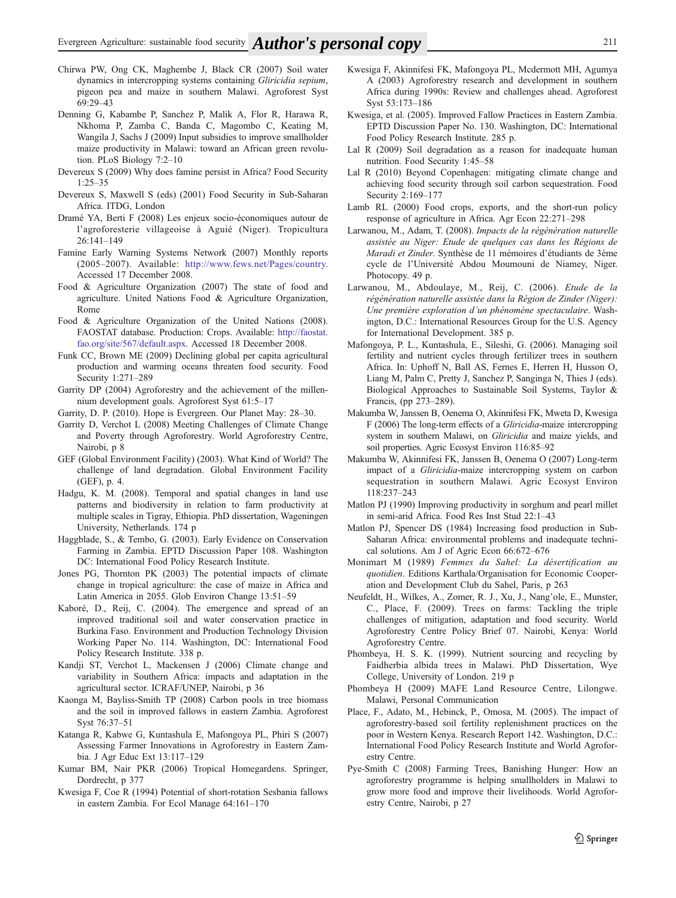Chirwa PW, Ong CK, Maghembe J, Black CR (2007) Soil water dynamics in intercropping systems containing *Gliricidia sepium*, pigeon pea and maize in southern Malawi. Agroforest Syst 69:29–43

Denning G, Kabambe P, Sanchez P, Malik A, Flor R, Harawa R, Nkhoma P, Zamba C, Banda C, Magombo C, Keating M, Wangila J, Sachs J (2009) Input subsidies to improve smallholder maize productivity in Malawi: toward an African green revolution. PLoS Biology 7:2–10

Devereux S (2009) Why does famine persist in Africa? Food Security 1:25–35

Devereux S, Maxwell S (eds) (2001) Food Security in Sub-Saharan Africa. ITDG, London

Dramé YA, Berti F (2008) Les enjeux socio-économiques autour de l'agroforesterie villageoise à Aguié (Niger). Tropicultura 26:141–149

Famine Early Warning Systems Network (2007) Monthly reports (2005–2007). Available: http://www.fews.net/Pages/country. Accessed 17 December 2008.

Food & Agriculture Organization (2007) The state of food and agriculture. United Nations Food & Agriculture Organization, Rome

Food & Agriculture Organization of the United Nations (2008). FAOSTAT database. Production: Crops. Available: http://faostat.fao.org/site/567/default.aspx. Accessed 18 December 2008.

Funk CC, Brown ME (2009) Declining global per capita agricultural production and warming oceans threaten food security. Food Security 1:271–289

Garrity DP (2004) Agroforestry and the achievement of the millennium development goals. Agroforest Syst 61:5–17

Garrity, D. P. (2010). Hope is Evergreen. Our Planet May: 28–30.

Garrity D, Verchot L (2008) Meeting Challenges of Climate Change and Poverty through Agroforestry. World Agroforestry Centre, Nairobi, p 8

GEF (Global Environment Facility) (2003). What Kind of World? The challenge of land degradation. Global Environment Facility (GEF), p. 4.

Hadgu, K. M. (2008). Temporal and spatial changes in land use patterns and biodiversity in relation to farm productivity at multiple scales in Tigray, Ethiopia. PhD dissertation, Wageningen University, Netherlands. 174 p

Haggblade, S., & Tembo, G. (2003). Early Evidence on Conservation Farming in Zambia. EPTD Discussion Paper 108. Washington DC: International Food Policy Research Institute.

Jones PG, Thornton PK (2003) The potential impacts of climate change in tropical agriculture: the case of maize in Africa and Latin America in 2055. Glob Environ Change 13:51–59

Kaboré, D., Reij, C. (2004). The emergence and spread of an improved traditional soil and water conservation practice in Burkina Faso. Environment and Production Technology Division Working Paper No. 114. Washington, DC: International Food Policy Research Institute. 338 p.

Kandji ST, Verchot L, Mackensen J (2006) Climate change and variability in Southern Africa: impacts and adaptation in the agricultural sector. ICRAF/UNEP, Nairobi, p 36

Kaonga M, Bayliss-Smith TP (2008) Carbon pools in tree biomass and the soil in improved fallows in eastern Zambia. Agroforest Syst 76:37–51

Katanga R, Kabwe G, Kuntashula E, Mafongoya PL, Phiri S (2007) Assessing Farmer Innovations in Agroforestry in Eastern Zambia. J Agr Educ Ext 13:117–129

Kumar BM, Nair PKR (2006) Tropical Homegardens. Springer, Dordrecht, p 377

Kwesiga F, Coe R (1994) Potential of short-rotation Sesbania fallows in eastern Zambia. For Ecol Manage 64:161–170

Kwesiga F, Akinnifesi FK, Mafongoya PL, Mcdermott MH, Agumya A (2003) Agroforestry research and development in southern Africa during 1990s: Review and challenges ahead. Agroforest Syst 53:173–186

Kwesiga, et al. (2005). Improved Fallow Practices in Eastern Zambia. EPTD Discussion Paper No. 130. Washington, DC: International Food Policy Research Institute. 285 p.

Lal R (2009) Soil degradation as a reason for inadequate human nutrition. Food Security 1:45–58

Lal R (2010) Beyond Copenhagen: mitigating climate change and achieving food security through soil carbon sequestration. Food Security 2:169–177

Lamb RL (2000) Food crops, exports, and the short-run policy response of agriculture in Africa. Agr Econ 22:271–298

Larwanou, M., Adam, T. (2008). *Impacts de la régénération naturelle assistée au Niger: Etude de quelques cas dans les Régions de Maradi et Zinder*. Synthèse de 11 mémoires d'étudiants de 3ème cycle de l'Université Abdou Moumouni de Niamey, Niger. Photocopy. 49 p.

Larwanou, M., Abdoulaye, M., Reij, C. (2006). *Etude de la régénération naturelle assistée dans la Région de Zinder (Niger): Une première exploration d'un phénomène spectaculaire*. Washington, D.C.: International Resources Group for the U.S. Agency for International Development. 385 p.

Mafongoya, P. L., Kuntashula, E., Sileshi, G. (2006). Managing soil fertility and nutrient cycles through fertilizer trees in southern Africa. In: Uphoff N, Ball AS, Fernes E, Herren H, Husson O, Liang M, Palm C, Pretty J, Sanchez P, Sanginga N, Thies J (eds). Biological Approaches to Sustainable Soil Systems, Taylor & Francis, (pp 273–289).

Makumba W, Janssen B, Oenema O, Akinnifesi FK, Mweta D, Kwesiga F (2006) The long-term effects of a *Gliricidia*-maize intercropping system in southern Malawi, on *Gliricidia* and maize yields, and soil properties. Agric Ecosyst Environ 116:85–92

Makumba W, Akinnifesi FK, Janssen B, Oenema O (2007) Long-term impact of a *Gliricidia*-maize intercropping system on carbon sequestration in southern Malawi. Agric Ecosyst Environ 118:237–243

Matlon PJ (1990) Improving productivity in sorghum and pearl millet in semi-arid Africa. Food Res Inst Stud 22:1–43

Matlon PJ, Spencer DS (1984) Increasing food production in Sub-Saharan Africa: environmental problems and inadequate technical solutions. Am J of Agric Econ 66:672–676

Monimart M (1989) *Femmes du Sahel: La désertification au quotidien*. Editions Karthala/Organisation for Economic Cooperation and Development Club du Sahel, Paris, p 263

Neufeldt, H., Wilkes, A., Zomer, R. J., Xu, J., Nang'ole, E., Munster, C., Place, F. (2009). Trees on farms: Tackling the triple challenges of mitigation, adaptation and food security. World Agroforestry Centre Policy Brief 07. Nairobi, Kenya: World Agroforestry Centre.

Phombeya, H. S. K. (1999). Nutrient sourcing and recycling by Faidherbia albida trees in Malawi. PhD Dissertation, Wye College, University of London. 219 p

Phombeya H (2009) MAFE Land Resource Centre, Lilongwe. Malawi, Personal Communication

Place, F., Adato, M., Hebinck, P., Omosa, M. (2005). The impact of agroforestry-based soil fertility replenishment practices on the poor in Western Kenya. Research Report 142. Washington, D.C.: International Food Policy Research Institute and World Agroforestry Centre.

Pye-Smith C (2008) Farming Trees, Banishing Hunger: How an agroforestry programme is helping smallholders in Malawi to grow more food and improve their livelihoods. World Agroforestry Centre, Nairobi, p 27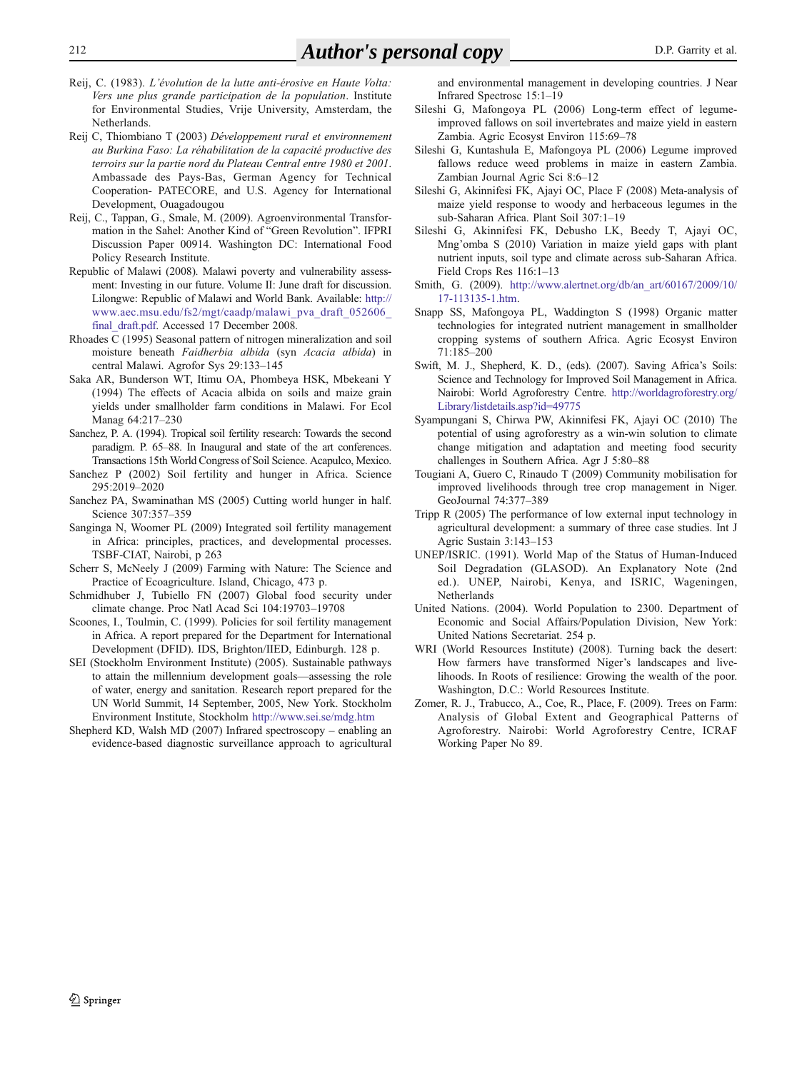Reij, C. (1983). *L'évolution de la lutte anti-érosive en Haute Volta: Vers une plus grande participation de la population*. Institute for Environmental Studies, Vrije University, Amsterdam, the Netherlands.

Reij C, Thiombiano T (2003) *Développement rural et environnement au Burkina Faso: La réhabilitation de la capacité productive des terroirs sur la partie nord du Plateau Central entre 1980 et 2001*. Ambassade des Pays-Bas, German Agency for Technical Cooperation- PATECORE, and U.S. Agency for International Development, Ouagadougou

Reij, C., Tappan, G., Smale, M. (2009). Agroenvironmental Transformation in the Sahel: Another Kind of "Green Revolution". IFPRI Discussion Paper 00914. Washington DC: International Food Policy Research Institute.

Republic of Malawi (2008). Malawi poverty and vulnerability assessment: Investing in our future. Volume II: June draft for discussion. Lilongwe: Republic of Malawi and World Bank. Available: http://www.aec.msu.edu/fs2/mgt/caadp/malawi_pva_draft_052606_final_draft.pdf. Accessed 17 December 2008.

Rhoades C (1995) Seasonal pattern of nitrogen mineralization and soil moisture beneath *Faidherbia albida* (syn *Acacia albida*) in central Malawi. Agrofor Sys 29:133–145

Saka AR, Bunderson WT, Itimu OA, Phombeya HSK, Mbekeani Y (1994) The effects of Acacia albida on soils and maize grain yields under smallholder farm conditions in Malawi. For Ecol Manag 64:217–230

Sanchez, P. A. (1994). Tropical soil fertility research: Towards the second paradigm. P. 65–88. In Inaugural and state of the art conferences. Transactions 15th World Congress of Soil Science. Acapulco, Mexico.

Sanchez P (2002) Soil fertility and hunger in Africa. Science 295:2019–2020

Sanchez PA, Swaminathan MS (2005) Cutting world hunger in half. Science 307:357–359

Sanginga N, Woomer PL (2009) Integrated soil fertility management in Africa: principles, practices, and developmental processes. TSBF-CIAT, Nairobi, p 263

Scherr S, McNeely J (2009) Farming with Nature: The Science and Practice of Ecoagriculture. Island, Chicago, 473 p.

Schmidhuber J, Tubiello FN (2007) Global food security under climate change. Proc Natl Acad Sci 104:19703–19708

Scoones, I., Toulmin, C. (1999). Policies for soil fertility management in Africa. A report prepared for the Department for International Development (DFID). IDS, Brighton/IIED, Edinburgh. 128 p.

SEI (Stockholm Environment Institute) (2005). Sustainable pathways to attain the millennium development goals—assessing the role of water, energy and sanitation. Research report prepared for the UN World Summit, 14 September, 2005, New York. Stockholm Environment Institute, Stockholm http://www.sei.se/mdg.htm

Shepherd KD, Walsh MD (2007) Infrared spectroscopy – enabling an evidence-based diagnostic surveillance approach to agricultural and environmental management in developing countries. J Near Infrared Spectrosc 15:1–19

Sileshi G, Mafongoya PL (2006) Long-term effect of legume-improved fallows on soil invertebrates and maize yield in eastern Zambia. Agric Ecosyst Environ 115:69–78

Sileshi G, Kuntashula E, Mafongoya PL (2006) Legume improved fallows reduce weed problems in maize in eastern Zambia. Zambian Journal Agric Sci 8:6–12

Sileshi G, Akinnifesi FK, Ajayi OC, Place F (2008) Meta-analysis of maize yield response to woody and herbaceous legumes in the sub-Saharan Africa. Plant Soil 307:1–19

Sileshi G, Akinnifesi FK, Debusho LK, Beedy T, Ajayi OC, Mng'omba S (2010) Variation in maize yield gaps with plant nutrient inputs, soil type and climate across sub-Saharan Africa. Field Crops Res 116:1–13

Smith, G. (2009). http://www.alertnet.org/db/an_art/60167/2009/10/17-113135-1.htm.

Snapp SS, Mafongoya PL, Waddington S (1998) Organic matter technologies for integrated nutrient management in smallholder cropping systems of southern Africa. Agric Ecosyst Environ 71:185–200

Swift, M. J., Shepherd, K. D., (eds). (2007). Saving Africa's Soils: Science and Technology for Improved Soil Management in Africa. Nairobi: World Agroforestry Centre. http://worldagroforestry.org/Library/listdetails.asp?id=49775

Syampungani S, Chirwa PW, Akinnifesi FK, Ajayi OC (2010) The potential of using agroforestry as a win-win solution to climate change mitigation and adaptation and meeting food security challenges in Southern Africa. Agr J 5:80–88

Tougiani A, Guero C, Rinaudo T (2009) Community mobilisation for improved livelihoods through tree crop management in Niger. GeoJournal 74:377–389

Tripp R (2005) The performance of low external input technology in agricultural development: a summary of three case studies. Int J Agric Sustain 3:143–153

UNEP/ISRIC. (1991). World Map of the Status of Human-Induced Soil Degradation (GLASOD). An Explanatory Note (2nd ed.). UNEP, Nairobi, Kenya, and ISRIC, Wageningen, Netherlands

United Nations. (2004). World Population to 2300. Department of Economic and Social Affairs/Population Division, New York: United Nations Secretariat. 254 p.

WRI (World Resources Institute) (2008). Turning back the desert: How farmers have transformed Niger's landscapes and livelihoods. In Roots of resilience: Growing the wealth of the poor. Washington, D.C.: World Resources Institute.

Zomer, R. J., Trabucco, A., Coe, R., Place, F. (2009). Trees on Farm: Analysis of Global Extent and Geographical Patterns of Agroforestry. Nairobi: World Agroforestry Centre, ICRAF Working Paper No 89.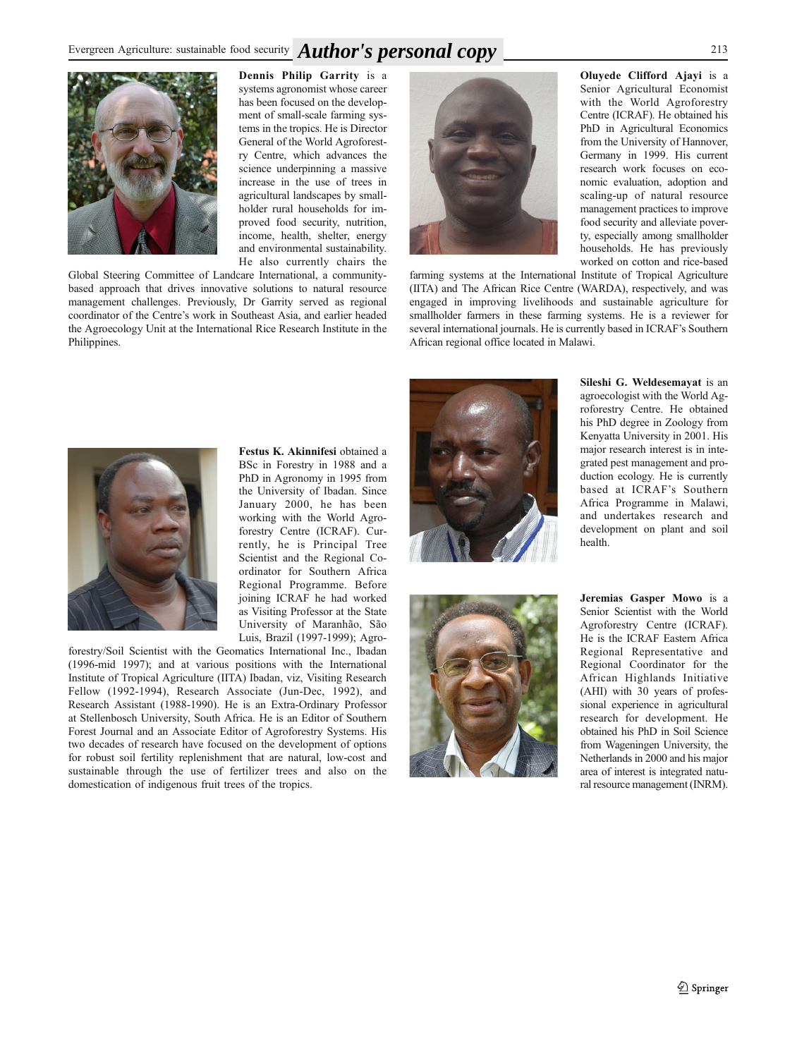**Dennis Philip Garrity** is a systems agronomist whose career has been focused on the development of small-scale farming systems in the tropics. He is Director General of the World Agroforestry Centre, which advances the science underpinning a massive increase in the use of trees in agricultural landscapes by smallholder rural households for improved food security, nutrition, income, health, shelter, energy and environmental sustainability. He also currently chairs the Global Steering Committee of Landcare International, a community-based approach that drives innovative solutions to natural resource management challenges. Previously, Dr Garrity served as regional coordinator of the Centre's work in Southeast Asia, and earlier headed the Agroecology Unit at the International Rice Research Institute in the Philippines.

**Festus K. Akinnifesi** obtained a BSc in Forestry in 1988 and a PhD in Agronomy in 1995 from the University of Ibadan. Since January 2000, he has been working with the World Agroforestry Centre (ICRAF). Currently, he is Principal Tree Scientist and the Regional Coordinator for Southern Africa Regional Programme. Before joining ICRAF he had worked as Visiting Professor at the State University of Maranhão, São Luis, Brazil (1997-1999); Agroforestry/Soil Scientist with the Geomatics International Inc., Ibadan (1996-mid 1997); and at various positions with the International Institute of Tropical Agriculture (IITA) Ibadan, viz, Visiting Research Fellow (1992-1994), Research Associate (Jun-Dec, 1992), and Research Assistant (1988-1990). He is an Extra-Ordinary Professor at Stellenbosch University, South Africa. He is an Editor of Southern Forest Journal and an Associate Editor of Agroforestry Systems. His two decades of research have focused on the development of options for robust soil fertility replenishment that are natural, low-cost and sustainable through the use of fertilizer trees and also on the domestication of indigenous fruit trees of the tropics.

**Oluyede Clifford Ajayi** is a Senior Agricultural Economist with the World Agroforestry Centre (ICRAF). He obtained his PhD in Agricultural Economics from the University of Hannover, Germany in 1999. His current research work focuses on economic evaluation, adoption and scaling-up of natural resource management practices to improve food security and alleviate poverty, especially among smallholder households. He has previously worked on cotton and rice-based farming systems at the International Institute of Tropical Agriculture (IITA) and The African Rice Centre (WARDA), respectively, and was engaged in improving livelihoods and sustainable agriculture for smallholder farmers in these farming systems. He is a reviewer for several international journals. He is currently based in ICRAF's Southern African regional office located in Malawi.

**Sileshi G. Weldesemayat** is an agroecologist with the World Agroforestry Centre. He obtained his PhD degree in Zoology from Kenyatta University in 2001. His major research interest is in integrated pest management and production ecology. He is currently based at ICRAF's Southern Africa Programme in Malawi, and undertakes research and development on plant and soil health.

**Jeremias Gasper Mowo** is a Senior Scientist with the World Agroforestry Centre (ICRAF). He is the ICRAF Eastern Africa Regional Representative and Regional Coordinator for the African Highlands Initiative (AHI) with 30 years of professional experience in agricultural research for development. He obtained his PhD in Soil Science from Wageningen University, the Netherlands in 2000 and his major area of interest is integrated natural resource management (INRM).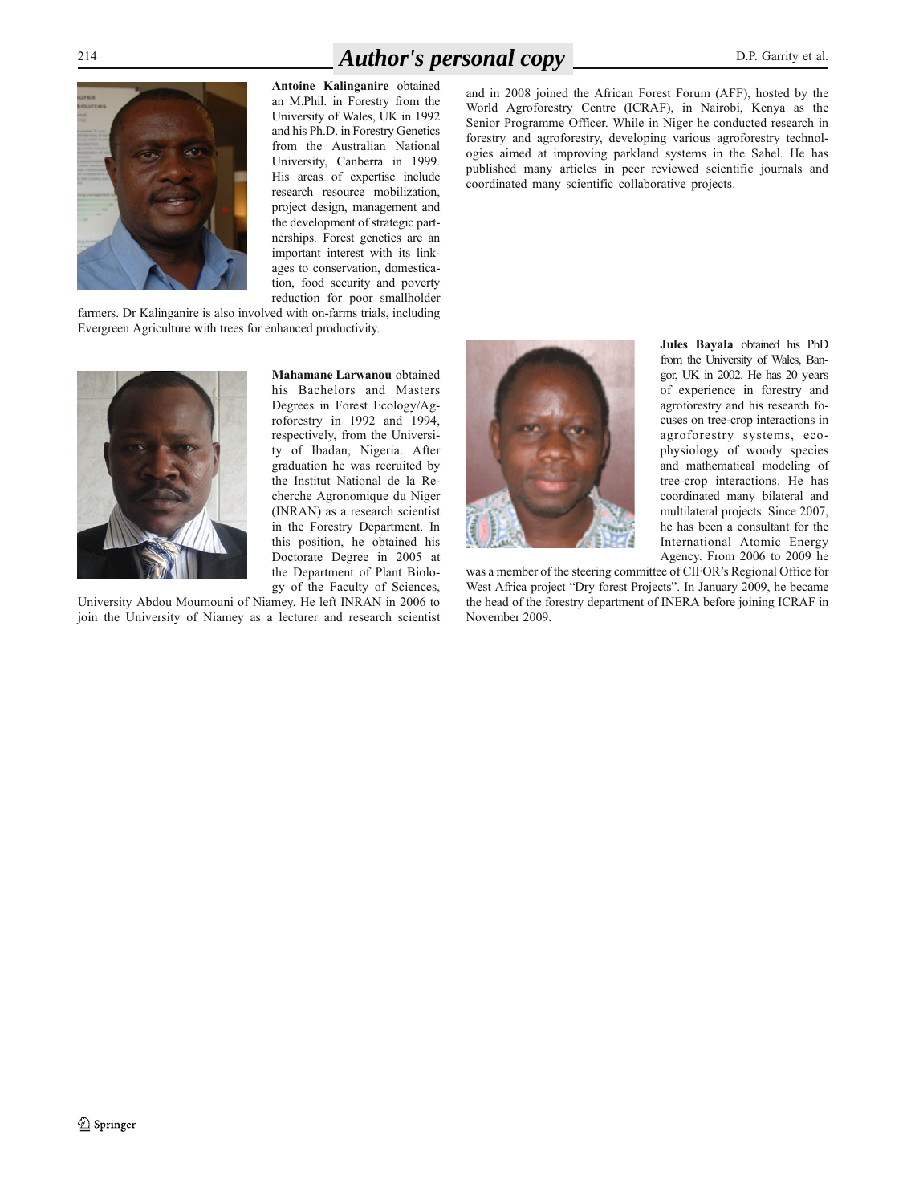**Antoine Kalinganire** obtained an M.Phil. in Forestry from the University of Wales, UK in 1992 and his Ph.D. in Forestry Genetics from the Australian National University, Canberra in 1999. His areas of expertise include research resource mobilization, project design, management and the development of strategic partnerships. Forest genetics are an important interest with its linkages to conservation, domestication, food security and poverty reduction for poor smallholder farmers. Dr Kalinganire is also involved with on-farms trials, including Evergreen Agriculture with trees for enhanced productivity.

**Mahamane Larwanou** obtained his Bachelors and Masters Degrees in Forest Ecology/Agroforestry in 1992 and 1994, respectively, from the University of Ibadan, Nigeria. After graduation he was recruited by the Institut National de la Recherche Agronomique du Niger (INRAN) as a research scientist in the Forestry Department. In this position, he obtained his Doctorate Degree in 2005 at the Department of Plant Biology of the Faculty of Sciences, University Abdou Moumouni of Niamey. He left INRAN in 2006 to join the University of Niamey as a lecturer and research scientist and in 2008 joined the African Forest Forum (AFF), hosted by the World Agroforestry Centre (ICRAF), in Nairobi, Kenya as the Senior Programme Officer. While in Niger he conducted research in forestry and agroforestry, developing various agroforestry technologies aimed at improving parkland systems in the Sahel. He has published many articles in peer reviewed scientific journals and coordinated many scientific collaborative projects.

**Jules Bayala** obtained his PhD from the University of Wales, Bangor, UK in 2002. He has 20 years of experience in forestry and agroforestry and his research focuses on tree-crop interactions in agroforestry systems, ecophysiology of woody species and mathematical modeling of tree-crop interactions. He has coordinated many bilateral and multilateral projects. Since 2007, he has been a consultant for the International Atomic Energy Agency. From 2006 to 2009 he was a member of the steering committee of CIFOR's Regional Office for West Africa project "Dry forest Projects". In January 2009, he became the head of the forestry department of INERA before joining ICRAF in November 2009.